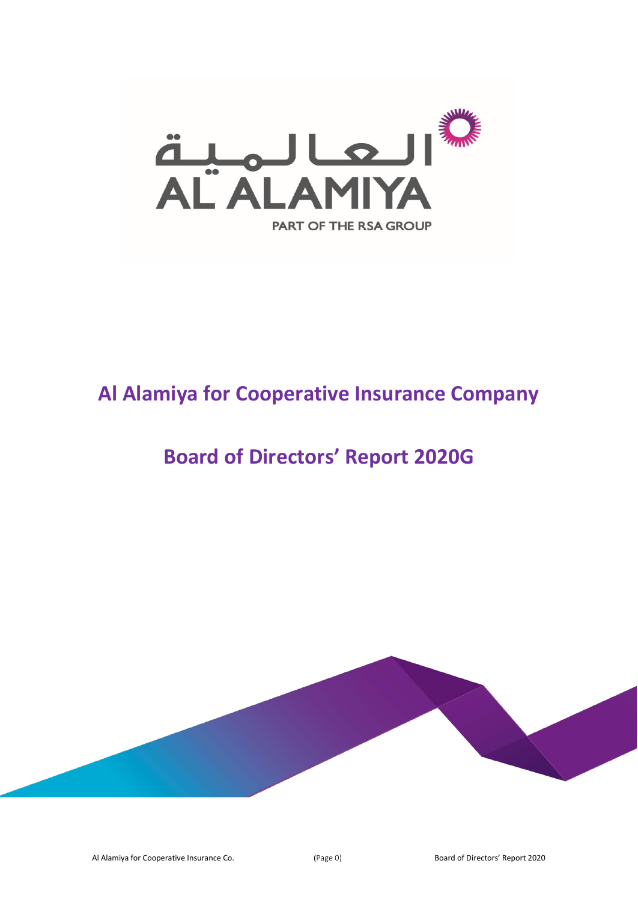# Al Alamiya for Cooperative Insurance Company

# Board of Directors' Report 2020G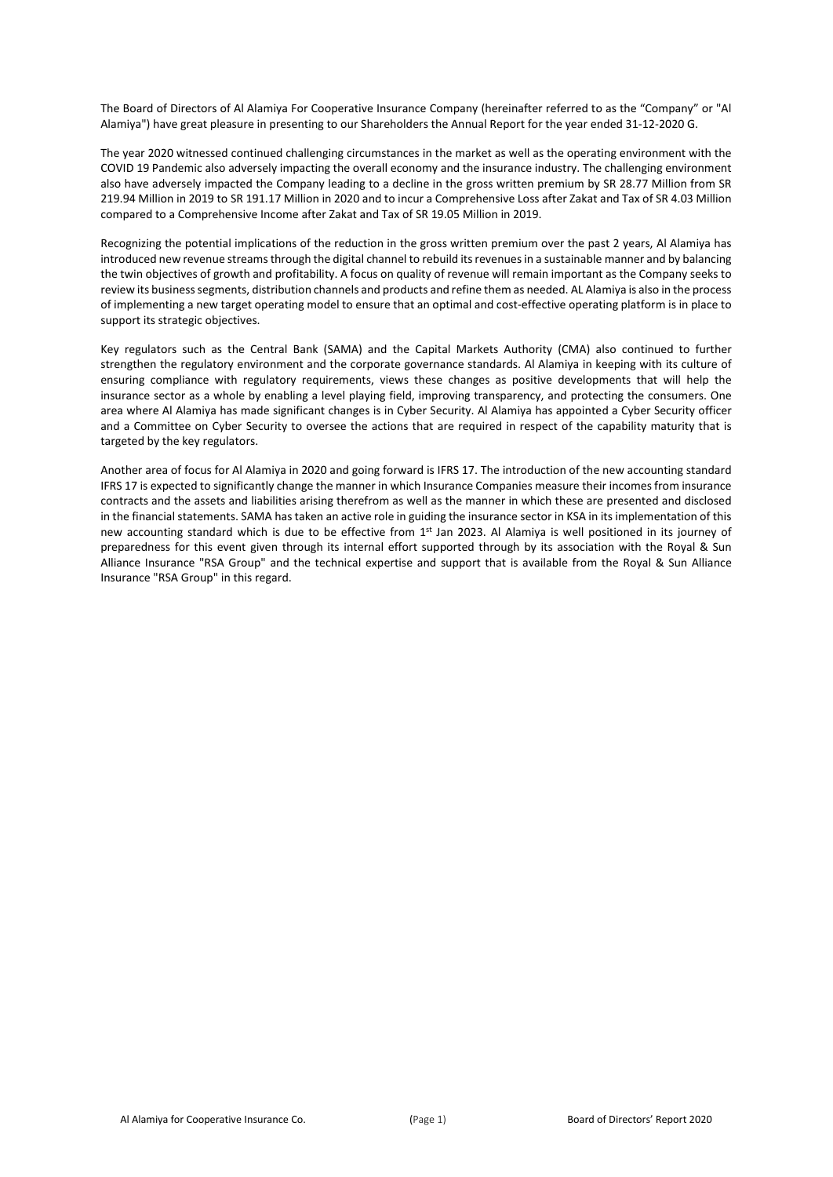The Board of Directors of Al Alamiya For Cooperative Insurance Company (hereinafter referred to as the "Company" or "Al Alamiya") have great pleasure in presenting to our Shareholders the Annual Report for the year ended 31-12-2020 G.

The year 2020 witnessed continued challenging circumstances in the market as well as the operating environment with the COVID 19 Pandemic also adversely impacting the overall economy and the insurance industry. The challenging environment also have adversely impacted the Company leading to a decline in the gross written premium by SR 28.77 Million from SR 219.94 Million in 2019 to SR 191.17 Million in 2020 and to incur a Comprehensive Loss after Zakat and Tax of SR 4.03 Million compared to a Comprehensive Income after Zakat and Tax of SR 19.05 Million in 2019.

Recognizing the potential implications of the reduction in the gross written premium over the past 2 years, Al Alamiya has introduced new revenue streams through the digital channel to rebuild its revenues in a sustainable manner and by balancing the twin objectives of growth and profitability. A focus on quality of revenue will remain important as the Company seeks to review its business segments, distribution channels and products and refine them as needed. AL Alamiya is also in the process of implementing a new target operating model to ensure that an optimal and cost-effective operating platform is in place to support its strategic objectives.

Key regulators such as the Central Bank (SAMA) and the Capital Markets Authority (CMA) also continued to further strengthen the regulatory environment and the corporate governance standards. Al Alamiya in keeping with its culture of ensuring compliance with regulatory requirements, views these changes as positive developments that will help the insurance sector as a whole by enabling a level playing field, improving transparency, and protecting the consumers. One area where Al Alamiya has made significant changes is in Cyber Security. Al Alamiya has appointed a Cyber Security officer and a Committee on Cyber Security to oversee the actions that are required in respect of the capability maturity that is targeted by the key regulators.

Another area of focus for Al Alamiya in 2020 and going forward is IFRS 17. The introduction of the new accounting standard IFRS 17 is expected to significantly change the manner in which Insurance Companies measure their incomes from insurance contracts and the assets and liabilities arising therefrom as well as the manner in which these are presented and disclosed in the financial statements. SAMA has taken an active role in guiding the insurance sector in KSA in its implementation of this new accounting standard which is due to be effective from 1st Jan 2023. Al Alamiya is well positioned in its journey of preparedness for this event given through its internal effort supported through by its association with the Royal & Sun Alliance Insurance "RSA Group" and the technical expertise and support that is available from the Royal & Sun Alliance Insurance "RSA Group" in this regard.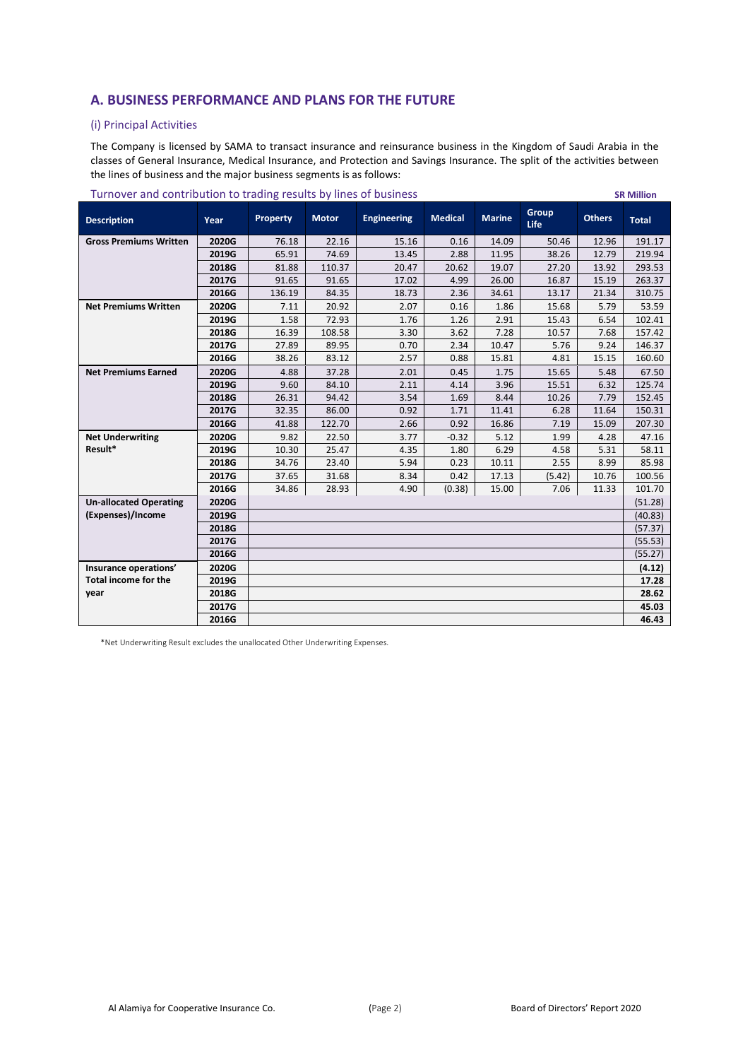## A. BUSINESS PERFORMANCE AND PLANS FOR THE FUTURE

### (i) Principal Activities

The Company is licensed by SAMA to transact insurance and reinsurance business in the Kingdom of Saudi Arabia in the classes of General Insurance, Medical Insurance, and Protection and Savings Insurance. The split of the activities between the lines of business and the major business segments is as follows:

Turnover and contribution to trading results by lines of business

**SR Million**

| Description | Year | Property | Motor | Engineering | Medical | Marine | Group Life | Others | Total |
|---|---|---|---|---|---|---|---|---|---|
| **Gross Premiums Written** | **2020G** | 76.18 | 22.16 | 15.16 | 0.16 | 14.09 | 50.46 | 12.96 | 191.17 |
| | **2019G** | 65.91 | 74.69 | 13.45 | 2.88 | 11.95 | 38.26 | 12.79 | 219.94 |
| | **2018G** | 81.88 | 110.37 | 20.47 | 20.62 | 19.07 | 27.20 | 13.92 | 293.53 |
| | **2017G** | 91.65 | 91.65 | 17.02 | 4.99 | 26.00 | 16.87 | 15.19 | 263.37 |
| | **2016G** | 136.19 | 84.35 | 18.73 | 2.36 | 34.61 | 13.17 | 21.34 | 310.75 |
| **Net Premiums Written** | **2020G** | 7.11 | 20.92 | 2.07 | 0.16 | 1.86 | 15.68 | 5.79 | 53.59 |
| | **2019G** | 1.58 | 72.93 | 1.76 | 1.26 | 2.91 | 15.43 | 6.54 | 102.41 |
| | **2018G** | 16.39 | 108.58 | 3.30 | 3.62 | 7.28 | 10.57 | 7.68 | 157.42 |
| | **2017G** | 27.89 | 89.95 | 0.70 | 2.34 | 10.47 | 5.76 | 9.24 | 146.37 |
| | **2016G** | 38.26 | 83.12 | 2.57 | 0.88 | 15.81 | 4.81 | 15.15 | 160.60 |
| **Net Premiums Earned** | **2020G** | 4.88 | 37.28 | 2.01 | 0.45 | 1.75 | 15.65 | 5.48 | 67.50 |
| | **2019G** | 9.60 | 84.10 | 2.11 | 4.14 | 3.96 | 15.51 | 6.32 | 125.74 |
| | **2018G** | 26.31 | 94.42 | 3.54 | 1.69 | 8.44 | 10.26 | 7.79 | 152.45 |
| | **2017G** | 32.35 | 86.00 | 0.92 | 1.71 | 11.41 | 6.28 | 11.64 | 150.31 |
| | **2016G** | 41.88 | 122.70 | 2.66 | 0.92 | 16.86 | 7.19 | 15.09 | 207.30 |
| **Net Underwriting Result*** | **2020G** | 9.82 | 22.50 | 3.77 | -0.32 | 5.12 | 1.99 | 4.28 | 47.16 |
| | **2019G** | 10.30 | 25.47 | 4.35 | 1.80 | 6.29 | 4.58 | 5.31 | 58.11 |
| | **2018G** | 34.76 | 23.40 | 5.94 | 0.23 | 10.11 | 2.55 | 8.99 | 85.98 |
| | **2017G** | 37.65 | 31.68 | 8.34 | 0.42 | 17.13 | (5.42) | 10.76 | 100.56 |
| | **2016G** | 34.86 | 28.93 | 4.90 | (0.38) | 15.00 | 7.06 | 11.33 | 101.70 |
| **Un-allocated Operating (Expenses)/Income** | **2020G** | | | | | | | | (51.28) |
| | **2019G** | | | | | | | | (40.83) |
| | **2018G** | | | | | | | | (57.37) |
| | **2017G** | | | | | | | | (55.53) |
| | **2016G** | | | | | | | | (55.27) |
| **Insurance operations' Total income for the year** | **2020G** | | | | | | | | **(4.12)** |
| | **2019G** | | | | | | | | **17.28** |
| | **2018G** | | | | | | | | **28.62** |
| | **2017G** | | | | | | | | **45.03** |
| | **2016G** | | | | | | | | **46.43** |

*Net Underwriting Result excludes the unallocated Other Underwriting Expenses.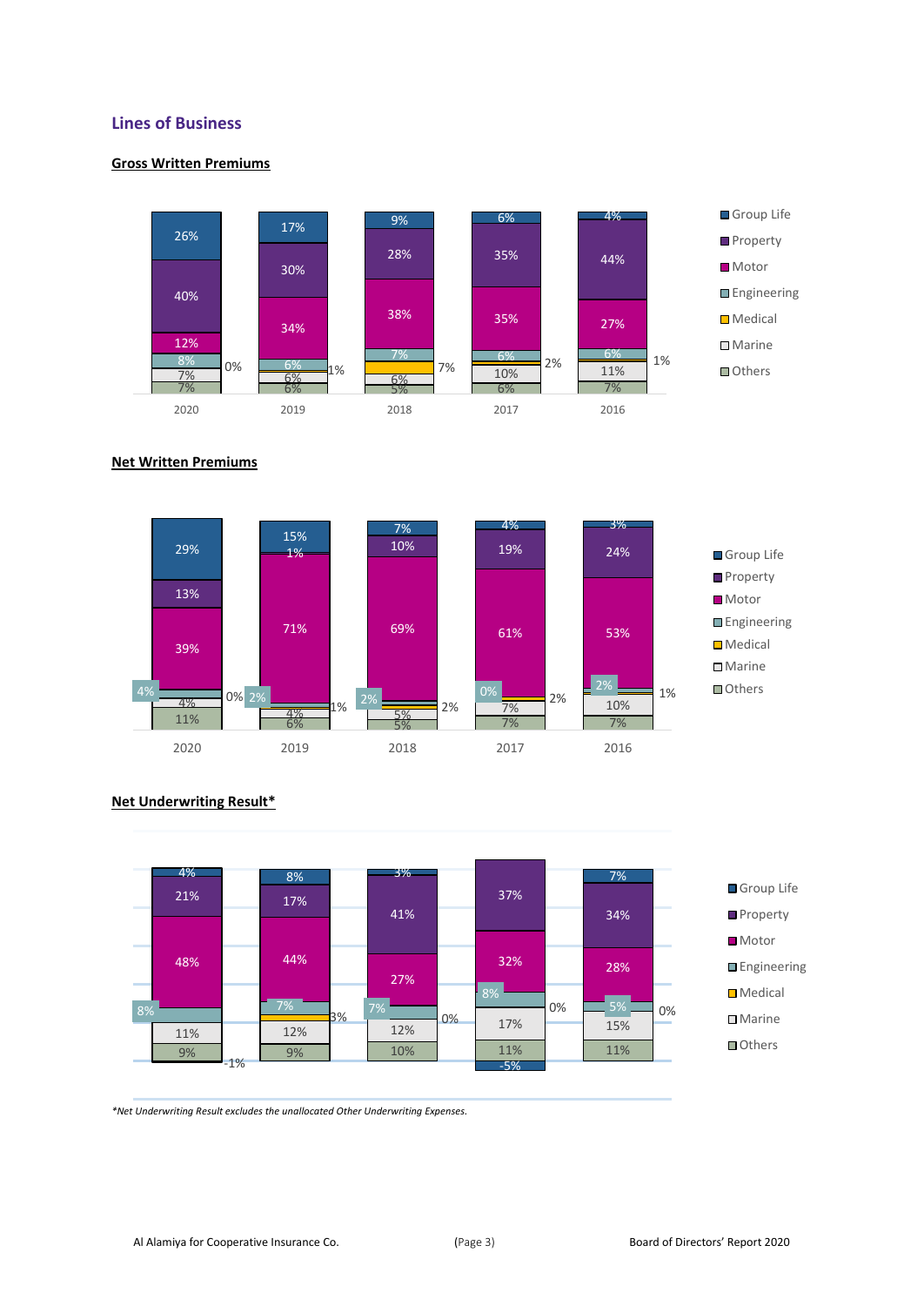## Lines of Business

### Gross Written Premiums

| | 2020 | 2019 | 2018 | 2017 | 2016 |
|---|---|---|---|---|---|
| Group Life | 26% | 17% | 9% | 6% | 4% |
| Property | 40% | 30% | 28% | 35% | 44% |
| Motor | 12% | 34% | 38% | 35% | 27% |
| Engineering | 8% | 6% | 7% | 6% | 6% |
| Medical | 0% | 1% | 7% | 2% | 1% |
| Marine | 7% | 6% | 6% | 10% | 11% |
| Others | 7% | 6% | 5% | 6% | 7% |

### Net Written Premiums

| | 2020 | 2019 | 2018 | 2017 | 2016 |
|---|---|---|---|---|---|
| Group Life | 29% | 15% | 7% | 4% | 3% |
| Property | 13% | 1% | 10% | 19% | 24% |
| Motor | 39% | 71% | 69% | 61% | 53% |
| Engineering | 4% | 2% | 2% | 0% | 2% |
| Medical | 0% | 1% | 2% | 2% | 1% |
| Marine | 4% | 4% | 5% | 7% | 10% |
| Others | 11% | 6% | 5% | 7% | 7% |

### Net Underwriting Result*

| | 2020 | 2019 | 2018 | 2017 | 2016 |
|---|---|---|---|---|---|
| Group Life | 4% | 8% | 3% | -5% | 7% |
| Property | 21% | 17% | 41% | 37% | 34% |
| Motor | 48% | 44% | 27% | 32% | 28% |
| Engineering | 8% | 7% | 7% | 8% | 5% |
| Medical | -1% | 3% | 0% | 0% | 0% |
| Marine | 11% | 12% | 12% | 17% | 15% |
| Others | 9% | 9% | 10% | 11% | 11% |

*Net Underwriting Result excludes the unallocated Other Underwriting Expenses.*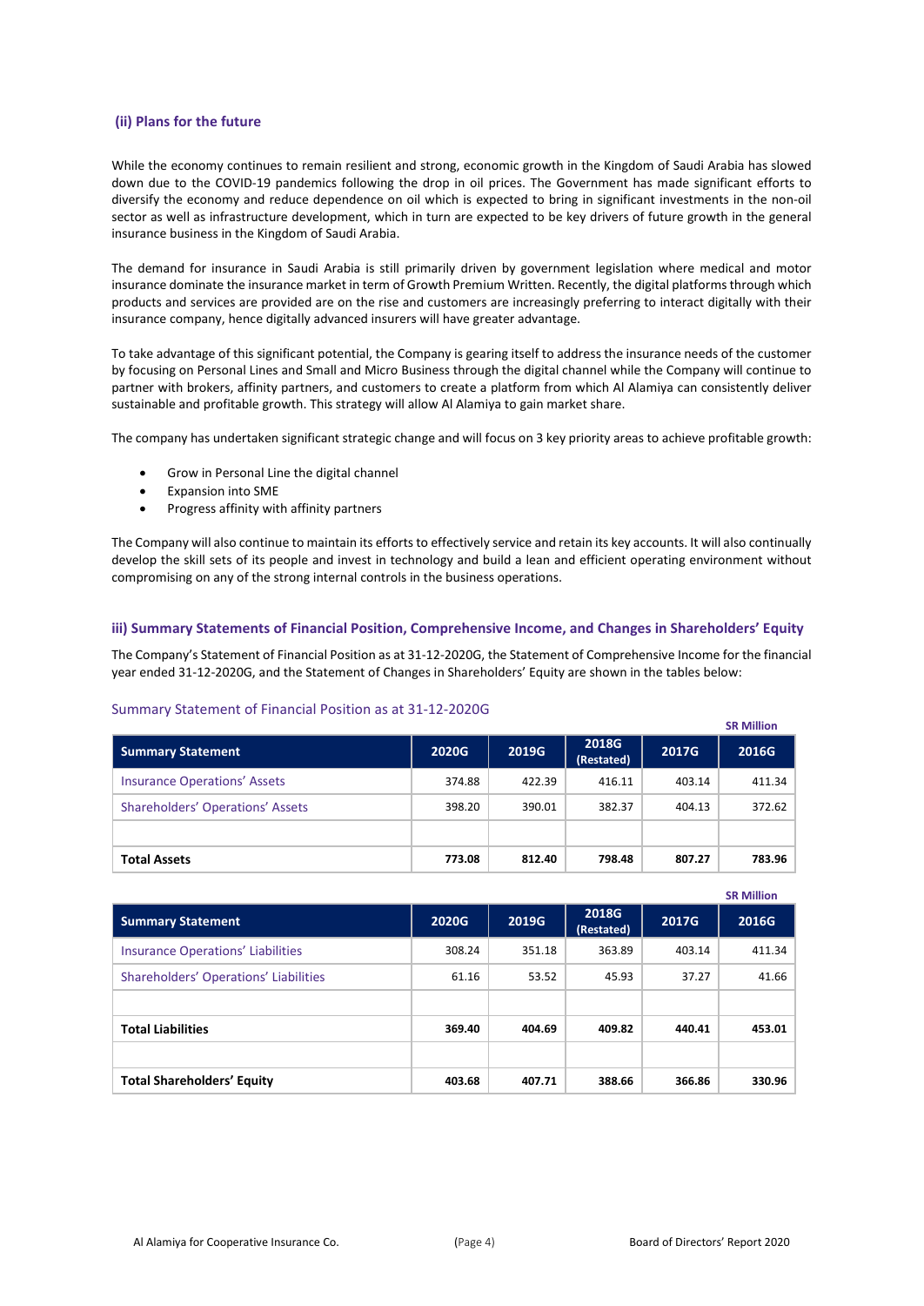### (ii) Plans for the future

While the economy continues to remain resilient and strong, economic growth in the Kingdom of Saudi Arabia has slowed down due to the COVID-19 pandemics following the drop in oil prices. The Government has made significant efforts to diversify the economy and reduce dependence on oil which is expected to bring in significant investments in the non-oil sector as well as infrastructure development, which in turn are expected to be key drivers of future growth in the general insurance business in the Kingdom of Saudi Arabia.

The demand for insurance in Saudi Arabia is still primarily driven by government legislation where medical and motor insurance dominate the insurance market in term of Growth Premium Written. Recently, the digital platforms through which products and services are provided are on the rise and customers are increasingly preferring to interact digitally with their insurance company, hence digitally advanced insurers will have greater advantage.

To take advantage of this significant potential, the Company is gearing itself to address the insurance needs of the customer by focusing on Personal Lines and Small and Micro Business through the digital channel while the Company will continue to partner with brokers, affinity partners, and customers to create a platform from which Al Alamiya can consistently deliver sustainable and profitable growth. This strategy will allow Al Alamiya to gain market share.

The company has undertaken significant strategic change and will focus on 3 key priority areas to achieve profitable growth:

- Grow in Personal Line the digital channel
- Expansion into SME
- Progress affinity with affinity partners

The Company will also continue to maintain its efforts to effectively service and retain its key accounts. It will also continually develop the skill sets of its people and invest in technology and build a lean and efficient operating environment without compromising on any of the strong internal controls in the business operations.

### iii) Summary Statements of Financial Position, Comprehensive Income, and Changes in Shareholders' Equity

The Company's Statement of Financial Position as at 31-12-2020G, the Statement of Comprehensive Income for the financial year ended 31-12-2020G, and the Statement of Changes in Shareholders' Equity are shown in the tables below:

#### Summary Statement of Financial Position as at 31-12-2020G

SR Million

| Summary Statement | 2020G | 2019G | 2018G (Restated) | 2017G | 2016G |
|---|---|---|---|---|---|
| Insurance Operations' Assets | 374.88 | 422.39 | 416.11 | 403.14 | 411.34 |
| Shareholders' Operations' Assets | 398.20 | 390.01 | 382.37 | 404.13 | 372.62 |
| | | | | | |
| **Total Assets** | **773.08** | **812.40** | **798.48** | **807.27** | **783.96** |

SR Million

| Summary Statement | 2020G | 2019G | 2018G (Restated) | 2017G | 2016G |
|---|---|---|---|---|---|
| Insurance Operations' Liabilities | 308.24 | 351.18 | 363.89 | 403.14 | 411.34 |
| Shareholders' Operations' Liabilities | 61.16 | 53.52 | 45.93 | 37.27 | 41.66 |
| | | | | | |
| **Total Liabilities** | **369.40** | **404.69** | **409.82** | **440.41** | **453.01** |
| | | | | | |
| **Total Shareholders' Equity** | **403.68** | **407.71** | **388.66** | **366.86** | **330.96** |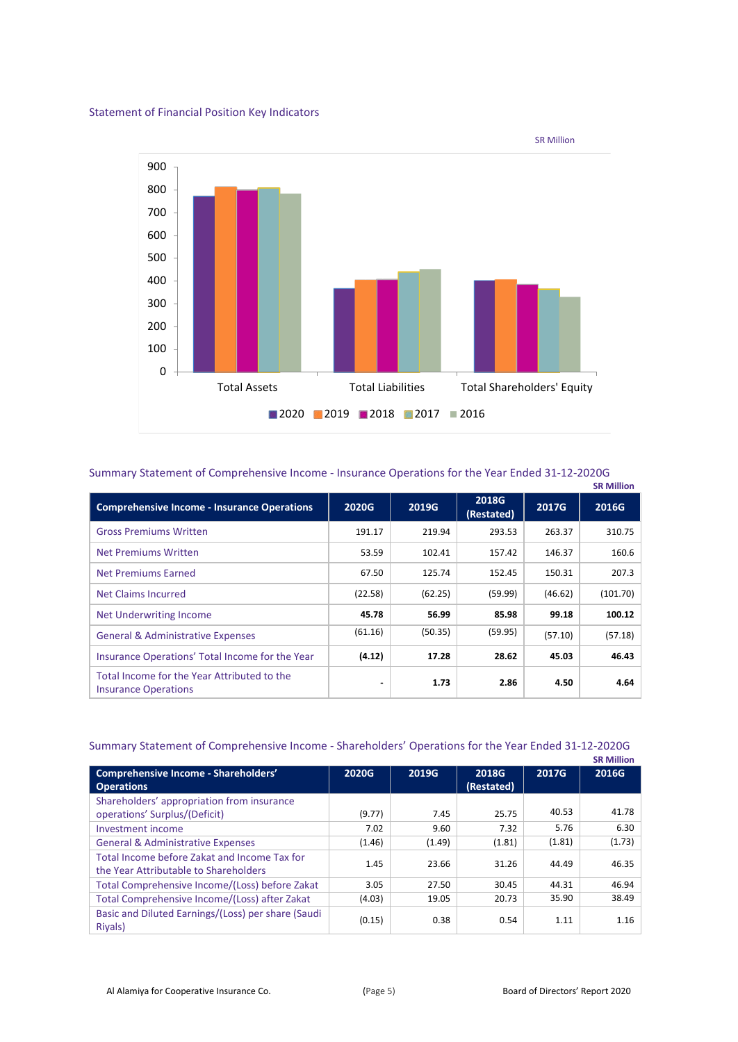## Statement of Financial Position Key Indicators

SR Million

Total Assets, Total Liabilities, Total Shareholders' Equity

2020, 2019, 2018, 2017, 2016

## Summary Statement of Comprehensive Income - Insurance Operations for the Year Ended 31-12-2020G

SR Million

| Comprehensive Income - Insurance Operations | 2020G | 2019G | 2018G (Restated) | 2017G | 2016G |
|---|---|---|---|---|---|
| Gross Premiums Written | 191.17 | 219.94 | 293.53 | 263.37 | 310.75 |
| Net Premiums Written | 53.59 | 102.41 | 157.42 | 146.37 | 160.6 |
| Net Premiums Earned | 67.50 | 125.74 | 152.45 | 150.31 | 207.3 |
| Net Claims Incurred | (22.58) | (62.25) | (59.99) | (46.62) | (101.70) |
| Net Underwriting Income | **45.78** | **56.99** | **85.98** | **99.18** | **100.12** |
| General & Administrative Expenses | (61.16) | (50.35) | (59.95) | (57.10) | (57.18) |
| Insurance Operations' Total Income for the Year | **(4.12)** | **17.28** | **28.62** | **45.03** | **46.43** |
| Total Income for the Year Attributed to the Insurance Operations | **-** | **1.73** | **2.86** | **4.50** | **4.64** |

## Summary Statement of Comprehensive Income - Shareholders' Operations for the Year Ended 31-12-2020G

SR Million

| Comprehensive Income - Shareholders' Operations | 2020G | 2019G | 2018G (Restated) | 2017G | 2016G |
|---|---|---|---|---|---|
| Shareholders' appropriation from insurance operations' Surplus/(Deficit) | (9.77) | 7.45 | 25.75 | 40.53 | 41.78 |
| Investment income | 7.02 | 9.60 | 7.32 | 5.76 | 6.30 |
| General & Administrative Expenses | (1.46) | (1.49) | (1.81) | (1.81) | (1.73) |
| Total Income before Zakat and Income Tax for the Year Attributable to Shareholders | 1.45 | 23.66 | 31.26 | 44.49 | 46.35 |
| Total Comprehensive Income/(Loss) before Zakat | 3.05 | 27.50 | 30.45 | 44.31 | 46.94 |
| Total Comprehensive Income/(Loss) after Zakat | (4.03) | 19.05 | 20.73 | 35.90 | 38.49 |
| Basic and Diluted Earnings/(Loss) per share (Saudi Riyals) | (0.15) | 0.38 | 0.54 | 1.11 | 1.16 |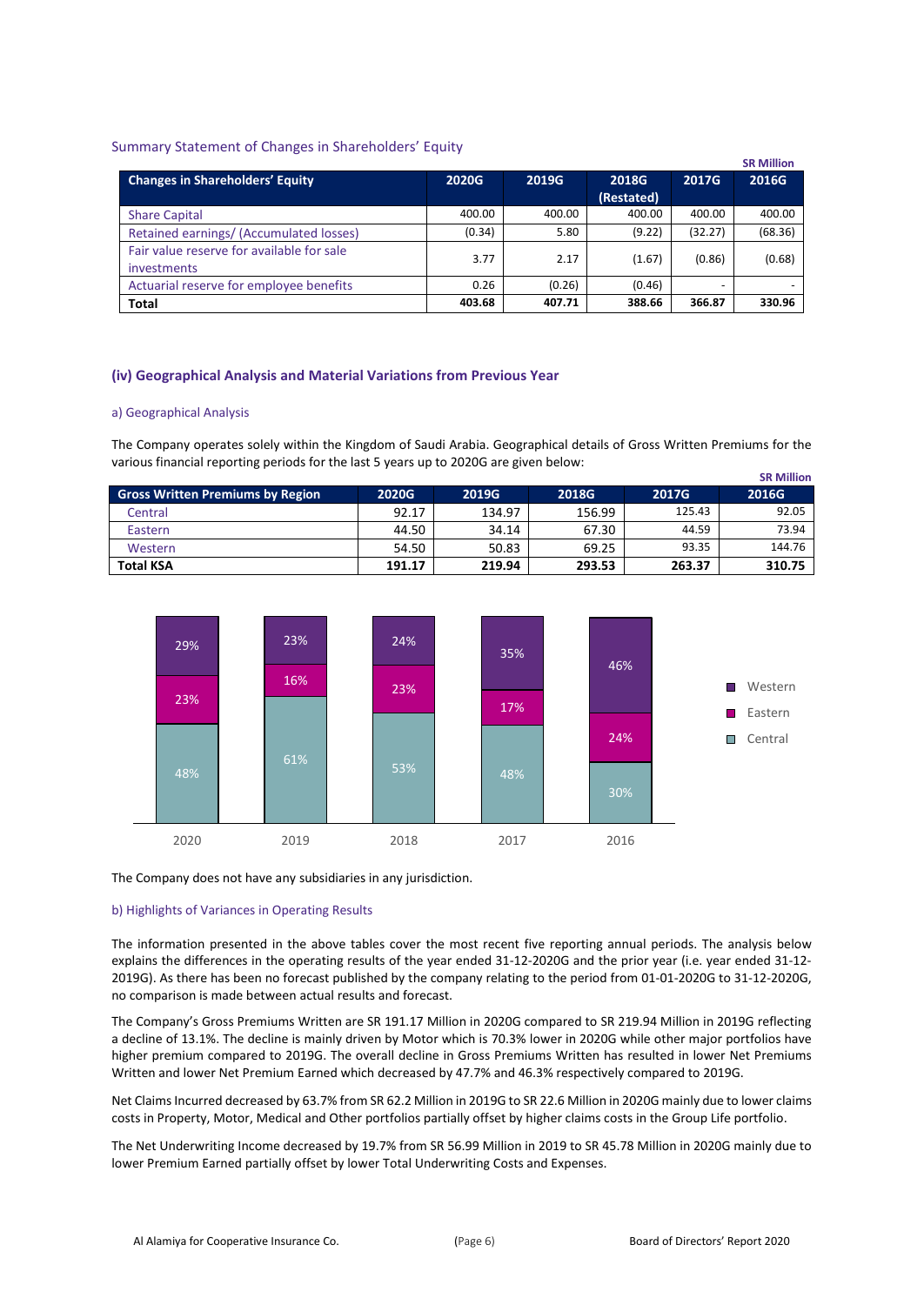### Summary Statement of Changes in Shareholders' Equity

SR Million

| Changes in Shareholders' Equity | 2020G | 2019G | 2018G (Restated) | 2017G | 2016G |
|---|---|---|---|---|---|
| Share Capital | 400.00 | 400.00 | 400.00 | 400.00 | 400.00 |
| Retained earnings/ (Accumulated losses) | (0.34) | 5.80 | (9.22) | (32.27) | (68.36) |
| Fair value reserve for available for sale investments | 3.77 | 2.17 | (1.67) | (0.86) | (0.68) |
| Actuarial reserve for employee benefits | 0.26 | (0.26) | (0.46) | - | - |
| **Total** | **403.68** | **407.71** | **388.66** | **366.87** | **330.96** |

### (iv) Geographical Analysis and Material Variations from Previous Year

#### a) Geographical Analysis

The Company operates solely within the Kingdom of Saudi Arabia. Geographical details of Gross Written Premiums for the various financial reporting periods for the last 5 years up to 2020G are given below:

SR Million

| Gross Written Premiums by Region | 2020G | 2019G | 2018G | 2017G | 2016G |
|---|---|---|---|---|---|
| Central | 92.17 | 134.97 | 156.99 | 125.43 | 92.05 |
| Eastern | 44.50 | 34.14 | 67.30 | 44.59 | 73.94 |
| Western | 54.50 | 50.83 | 69.25 | 93.35 | 144.76 |
| **Total KSA** | **191.17** | **219.94** | **293.53** | **263.37** | **310.75** |

| Region | 2020 | 2019 | 2018 | 2017 | 2016 |
|---|---|---|---|---|---|
| Western | 29% | 23% | 24% | 35% | 46% |
| Eastern | 23% | 16% | 23% | 17% | 24% |
| Central | 48% | 61% | 53% | 48% | 30% |

The Company does not have any subsidiaries in any jurisdiction.

#### b) Highlights of Variances in Operating Results

The information presented in the above tables cover the most recent five reporting annual periods. The analysis below explains the differences in the operating results of the year ended 31-12-2020G and the prior year (i.e. year ended 31-12-2019G). As there has been no forecast published by the company relating to the period from 01-01-2020G to 31-12-2020G, no comparison is made between actual results and forecast.

The Company's Gross Premiums Written are SR 191.17 Million in 2020G compared to SR 219.94 Million in 2019G reflecting a decline of 13.1%. The decline is mainly driven by Motor which is 70.3% lower in 2020G while other major portfolios have higher premium compared to 2019G. The overall decline in Gross Premiums Written has resulted in lower Net Premiums Written and lower Net Premium Earned which decreased by 47.7% and 46.3% respectively compared to 2019G.

Net Claims Incurred decreased by 63.7% from SR 62.2 Million in 2019G to SR 22.6 Million in 2020G mainly due to lower claims costs in Property, Motor, Medical and Other portfolios partially offset by higher claims costs in the Group Life portfolio.

The Net Underwriting Income decreased by 19.7% from SR 56.99 Million in 2019 to SR 45.78 Million in 2020G mainly due to lower Premium Earned partially offset by lower Total Underwriting Costs and Expenses.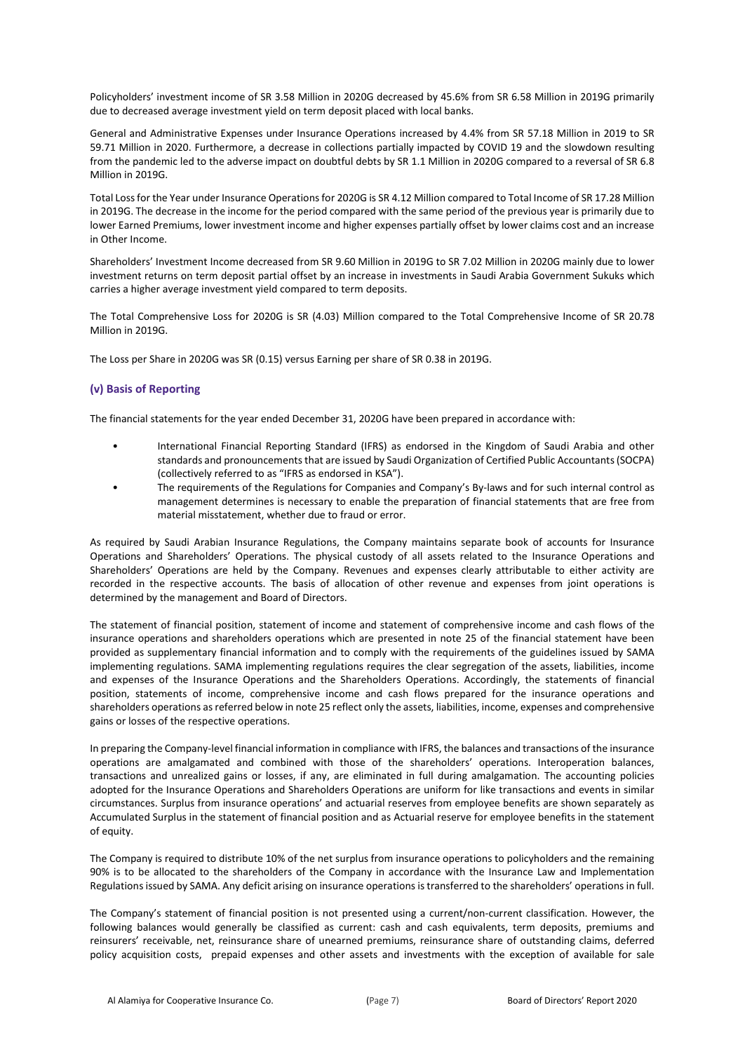Policyholders' investment income of SR 3.58 Million in 2020G decreased by 45.6% from SR 6.58 Million in 2019G primarily due to decreased average investment yield on term deposit placed with local banks.

General and Administrative Expenses under Insurance Operations increased by 4.4% from SR 57.18 Million in 2019 to SR 59.71 Million in 2020. Furthermore, a decrease in collections partially impacted by COVID 19 and the slowdown resulting from the pandemic led to the adverse impact on doubtful debts by SR 1.1 Million in 2020G compared to a reversal of SR 6.8 Million in 2019G.

Total Loss for the Year under Insurance Operations for 2020G is SR 4.12 Million compared to Total Income of SR 17.28 Million in 2019G. The decrease in the income for the period compared with the same period of the previous year is primarily due to lower Earned Premiums, lower investment income and higher expenses partially offset by lower claims cost and an increase in Other Income.

Shareholders' Investment Income decreased from SR 9.60 Million in 2019G to SR 7.02 Million in 2020G mainly due to lower investment returns on term deposit partial offset by an increase in investments in Saudi Arabia Government Sukuks which carries a higher average investment yield compared to term deposits.

The Total Comprehensive Loss for 2020G is SR (4.03) Million compared to the Total Comprehensive Income of SR 20.78 Million in 2019G.

The Loss per Share in 2020G was SR (0.15) versus Earning per share of SR 0.38 in 2019G.

### (v) Basis of Reporting

The financial statements for the year ended December 31, 2020G have been prepared in accordance with:

- International Financial Reporting Standard (IFRS) as endorsed in the Kingdom of Saudi Arabia and other standards and pronouncements that are issued by Saudi Organization of Certified Public Accountants (SOCPA) (collectively referred to as "IFRS as endorsed in KSA").
- The requirements of the Regulations for Companies and Company's By-laws and for such internal control as management determines is necessary to enable the preparation of financial statements that are free from material misstatement, whether due to fraud or error.

As required by Saudi Arabian Insurance Regulations, the Company maintains separate book of accounts for Insurance Operations and Shareholders' Operations. The physical custody of all assets related to the Insurance Operations and Shareholders' Operations are held by the Company. Revenues and expenses clearly attributable to either activity are recorded in the respective accounts. The basis of allocation of other revenue and expenses from joint operations is determined by the management and Board of Directors.

The statement of financial position, statement of income and statement of comprehensive income and cash flows of the insurance operations and shareholders operations which are presented in note 25 of the financial statement have been provided as supplementary financial information and to comply with the requirements of the guidelines issued by SAMA implementing regulations. SAMA implementing regulations requires the clear segregation of the assets, liabilities, income and expenses of the Insurance Operations and the Shareholders Operations. Accordingly, the statements of financial position, statements of income, comprehensive income and cash flows prepared for the insurance operations and shareholders operations as referred below in note 25 reflect only the assets, liabilities, income, expenses and comprehensive gains or losses of the respective operations.

In preparing the Company-level financial information in compliance with IFRS, the balances and transactions of the insurance operations are amalgamated and combined with those of the shareholders' operations. Interoperation balances, transactions and unrealized gains or losses, if any, are eliminated in full during amalgamation. The accounting policies adopted for the Insurance Operations and Shareholders Operations are uniform for like transactions and events in similar circumstances. Surplus from insurance operations' and actuarial reserves from employee benefits are shown separately as Accumulated Surplus in the statement of financial position and as Actuarial reserve for employee benefits in the statement of equity.

The Company is required to distribute 10% of the net surplus from insurance operations to policyholders and the remaining 90% is to be allocated to the shareholders of the Company in accordance with the Insurance Law and Implementation Regulations issued by SAMA. Any deficit arising on insurance operations is transferred to the shareholders' operations in full.

The Company's statement of financial position is not presented using a current/non-current classification. However, the following balances would generally be classified as current: cash and cash equivalents, term deposits, premiums and reinsurers' receivable, net, reinsurance share of unearned premiums, reinsurance share of outstanding claims, deferred policy acquisition costs, prepaid expenses and other assets and investments with the exception of available for sale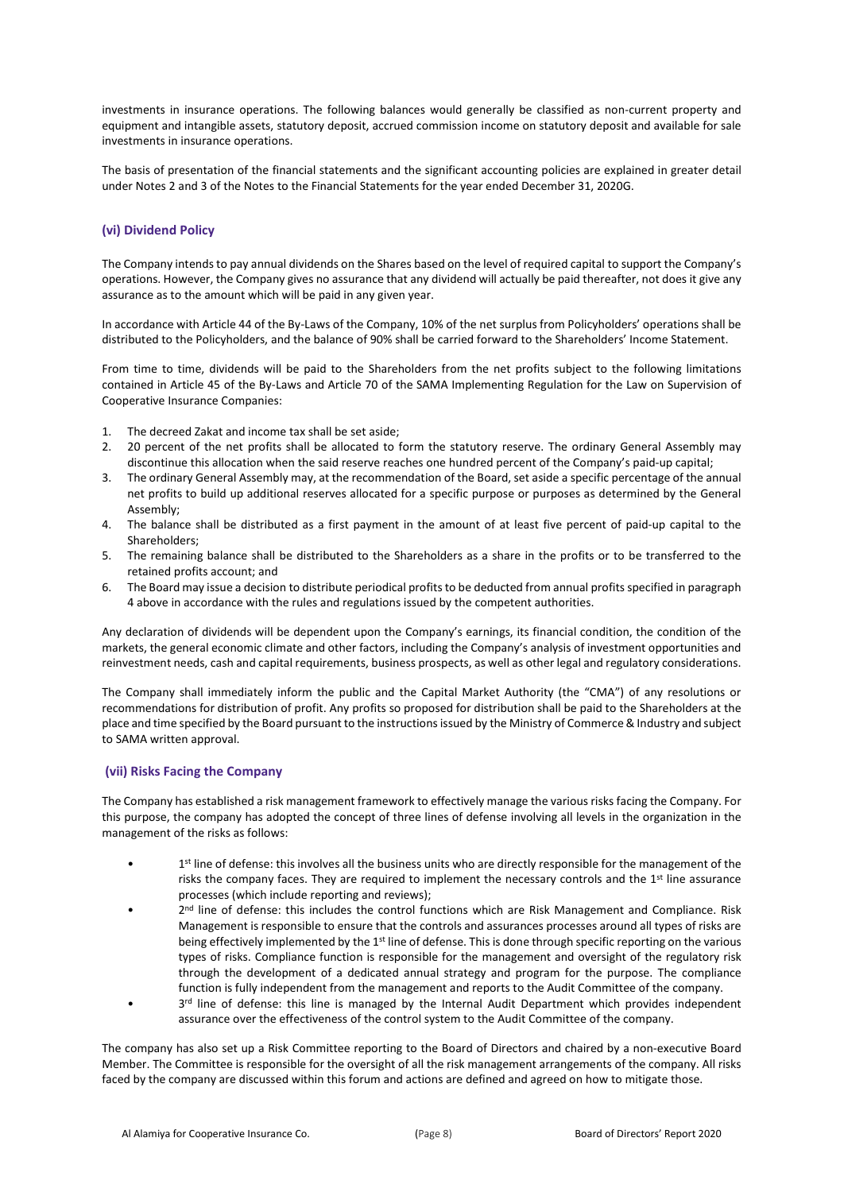investments in insurance operations. The following balances would generally be classified as non-current property and equipment and intangible assets, statutory deposit, accrued commission income on statutory deposit and available for sale investments in insurance operations.

The basis of presentation of the financial statements and the significant accounting policies are explained in greater detail under Notes 2 and 3 of the Notes to the Financial Statements for the year ended December 31, 2020G.

### (vi) Dividend Policy

The Company intends to pay annual dividends on the Shares based on the level of required capital to support the Company's operations. However, the Company gives no assurance that any dividend will actually be paid thereafter, not does it give any assurance as to the amount which will be paid in any given year.

In accordance with Article 44 of the By-Laws of the Company, 10% of the net surplus from Policyholders' operations shall be distributed to the Policyholders, and the balance of 90% shall be carried forward to the Shareholders' Income Statement.

From time to time, dividends will be paid to the Shareholders from the net profits subject to the following limitations contained in Article 45 of the By-Laws and Article 70 of the SAMA Implementing Regulation for the Law on Supervision of Cooperative Insurance Companies:

1. The decreed Zakat and income tax shall be set aside;
2. 20 percent of the net profits shall be allocated to form the statutory reserve. The ordinary General Assembly may discontinue this allocation when the said reserve reaches one hundred percent of the Company's paid-up capital;
3. The ordinary General Assembly may, at the recommendation of the Board, set aside a specific percentage of the annual net profits to build up additional reserves allocated for a specific purpose or purposes as determined by the General Assembly;
4. The balance shall be distributed as a first payment in the amount of at least five percent of paid-up capital to the Shareholders;
5. The remaining balance shall be distributed to the Shareholders as a share in the profits or to be transferred to the retained profits account; and
6. The Board may issue a decision to distribute periodical profits to be deducted from annual profits specified in paragraph 4 above in accordance with the rules and regulations issued by the competent authorities.

Any declaration of dividends will be dependent upon the Company's earnings, its financial condition, the condition of the markets, the general economic climate and other factors, including the Company's analysis of investment opportunities and reinvestment needs, cash and capital requirements, business prospects, as well as other legal and regulatory considerations.

The Company shall immediately inform the public and the Capital Market Authority (the "CMA") of any resolutions or recommendations for distribution of profit. Any profits so proposed for distribution shall be paid to the Shareholders at the place and time specified by the Board pursuant to the instructions issued by the Ministry of Commerce & Industry and subject to SAMA written approval.

### (vii) Risks Facing the Company

The Company has established a risk management framework to effectively manage the various risks facing the Company. For this purpose, the company has adopted the concept of three lines of defense involving all levels in the organization in the management of the risks as follows:

- 1st line of defense: this involves all the business units who are directly responsible for the management of the risks the company faces. They are required to implement the necessary controls and the 1st line assurance processes (which include reporting and reviews);
- 2nd line of defense: this includes the control functions which are Risk Management and Compliance. Risk Management is responsible to ensure that the controls and assurances processes around all types of risks are being effectively implemented by the 1st line of defense. This is done through specific reporting on the various types of risks. Compliance function is responsible for the management and oversight of the regulatory risk through the development of a dedicated annual strategy and program for the purpose. The compliance function is fully independent from the management and reports to the Audit Committee of the company.
- 3rd line of defense: this line is managed by the Internal Audit Department which provides independent assurance over the effectiveness of the control system to the Audit Committee of the company.

The company has also set up a Risk Committee reporting to the Board of Directors and chaired by a non-executive Board Member. The Committee is responsible for the oversight of all the risk management arrangements of the company. All risks faced by the company are discussed within this forum and actions are defined and agreed on how to mitigate those.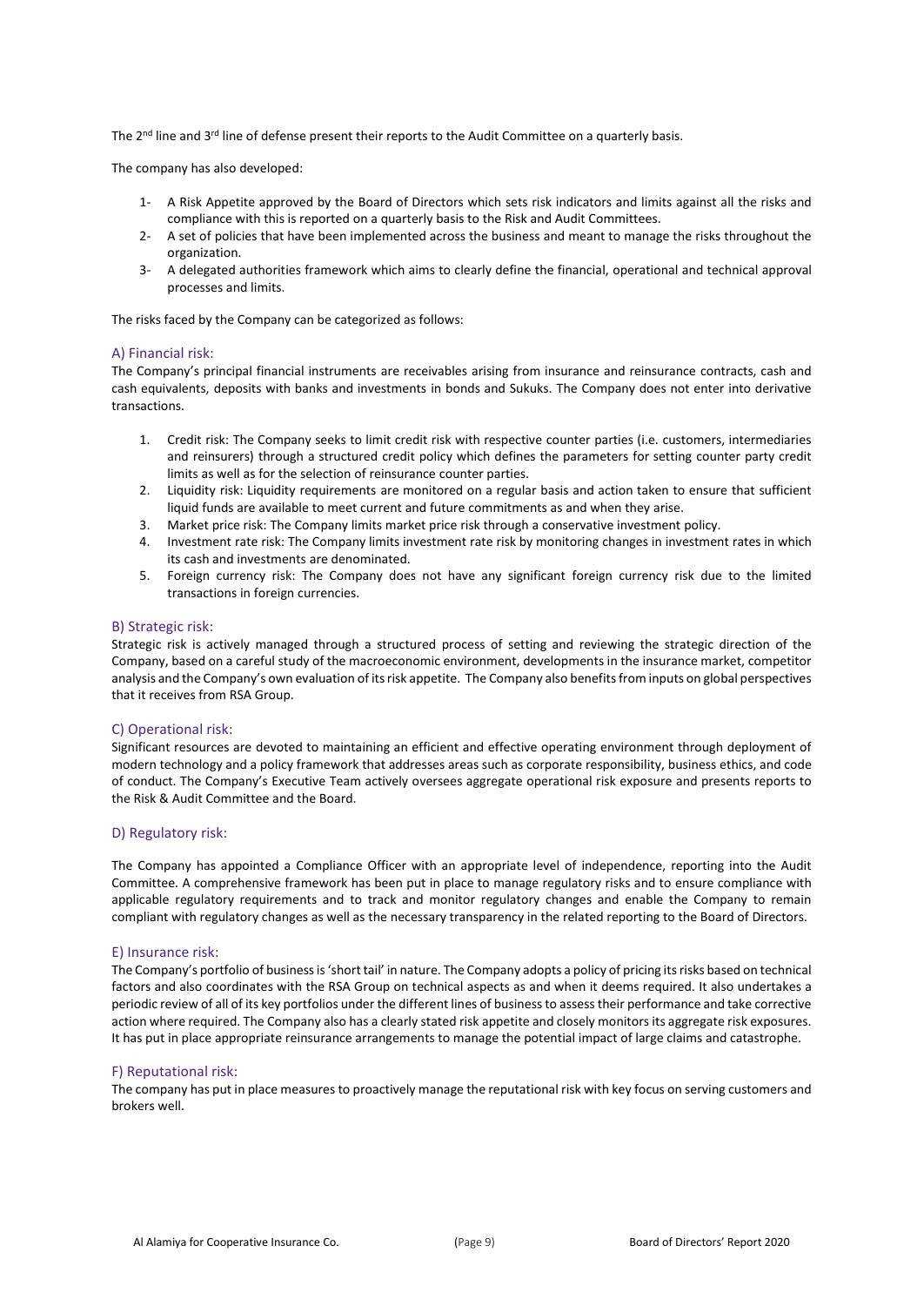The 2nd line and 3rd line of defense present their reports to the Audit Committee on a quarterly basis.

The company has also developed:

1- A Risk Appetite approved by the Board of Directors which sets risk indicators and limits against all the risks and compliance with this is reported on a quarterly basis to the Risk and Audit Committees.
2- A set of policies that have been implemented across the business and meant to manage the risks throughout the organization.
3- A delegated authorities framework which aims to clearly define the financial, operational and technical approval processes and limits.

The risks faced by the Company can be categorized as follows:

### A) Financial risk:

The Company's principal financial instruments are receivables arising from insurance and reinsurance contracts, cash and cash equivalents, deposits with banks and investments in bonds and Sukuks. The Company does not enter into derivative transactions.

1. Credit risk: The Company seeks to limit credit risk with respective counter parties (i.e. customers, intermediaries and reinsurers) through a structured credit policy which defines the parameters for setting counter party credit limits as well as for the selection of reinsurance counter parties.
2. Liquidity risk: Liquidity requirements are monitored on a regular basis and action taken to ensure that sufficient liquid funds are available to meet current and future commitments as and when they arise.
3. Market price risk: The Company limits market price risk through a conservative investment policy.
4. Investment rate risk: The Company limits investment rate risk by monitoring changes in investment rates in which its cash and investments are denominated.
5. Foreign currency risk: The Company does not have any significant foreign currency risk due to the limited transactions in foreign currencies.

### B) Strategic risk:

Strategic risk is actively managed through a structured process of setting and reviewing the strategic direction of the Company, based on a careful study of the macroeconomic environment, developments in the insurance market, competitor analysis and the Company's own evaluation of its risk appetite. The Company also benefits from inputs on global perspectives that it receives from RSA Group.

### C) Operational risk:

Significant resources are devoted to maintaining an efficient and effective operating environment through deployment of modern technology and a policy framework that addresses areas such as corporate responsibility, business ethics, and code of conduct. The Company's Executive Team actively oversees aggregate operational risk exposure and presents reports to the Risk & Audit Committee and the Board.

### D) Regulatory risk:

The Company has appointed a Compliance Officer with an appropriate level of independence, reporting into the Audit Committee. A comprehensive framework has been put in place to manage regulatory risks and to ensure compliance with applicable regulatory requirements and to track and monitor regulatory changes and enable the Company to remain compliant with regulatory changes as well as the necessary transparency in the related reporting to the Board of Directors.

### E) Insurance risk:

The Company's portfolio of business is 'short tail' in nature. The Company adopts a policy of pricing its risks based on technical factors and also coordinates with the RSA Group on technical aspects as and when it deems required. It also undertakes a periodic review of all of its key portfolios under the different lines of business to assess their performance and take corrective action where required. The Company also has a clearly stated risk appetite and closely monitors its aggregate risk exposures. It has put in place appropriate reinsurance arrangements to manage the potential impact of large claims and catastrophe.

### F) Reputational risk:

The company has put in place measures to proactively manage the reputational risk with key focus on serving customers and brokers well.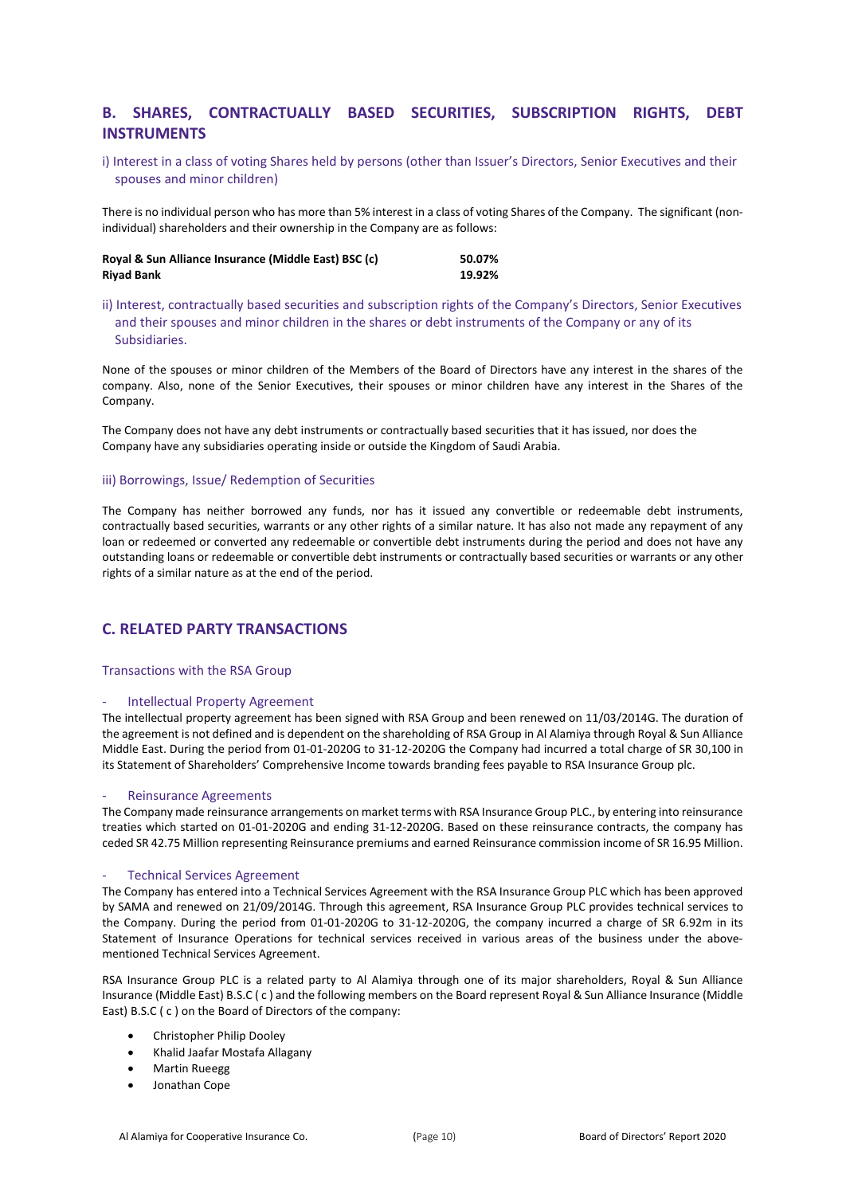## B. SHARES, CONTRACTUALLY BASED SECURITIES, SUBSCRIPTION RIGHTS, DEBT INSTRUMENTS

### i) Interest in a class of voting Shares held by persons (other than Issuer's Directors, Senior Executives and their spouses and minor children)

There is no individual person who has more than 5% interest in a class of voting Shares of the Company. The significant (non-individual) shareholders and their ownership in the Company are as follows:

| | |
|---|---|
| **Royal & Sun Alliance Insurance (Middle East) BSC (c)** | **50.07%** |
| **Riyad Bank** | **19.92%** |

### ii) Interest, contractually based securities and subscription rights of the Company's Directors, Senior Executives and their spouses and minor children in the shares or debt instruments of the Company or any of its Subsidiaries.

None of the spouses or minor children of the Members of the Board of Directors have any interest in the shares of the company. Also, none of the Senior Executives, their spouses or minor children have any interest in the Shares of the Company.

The Company does not have any debt instruments or contractually based securities that it has issued, nor does the Company have any subsidiaries operating inside or outside the Kingdom of Saudi Arabia.

### iii) Borrowings, Issue/ Redemption of Securities

The Company has neither borrowed any funds, nor has it issued any convertible or redeemable debt instruments, contractually based securities, warrants or any other rights of a similar nature. It has also not made any repayment of any loan or redeemed or converted any redeemable or convertible debt instruments during the period and does not have any outstanding loans or redeemable or convertible debt instruments or contractually based securities or warrants or any other rights of a similar nature as at the end of the period.

## C. RELATED PARTY TRANSACTIONS

### Transactions with the RSA Group

#### - Intellectual Property Agreement

The intellectual property agreement has been signed with RSA Group and been renewed on 11/03/2014G. The duration of the agreement is not defined and is dependent on the shareholding of RSA Group in Al Alamiya through Royal & Sun Alliance Middle East. During the period from 01-01-2020G to 31-12-2020G the Company had incurred a total charge of SR 30,100 in its Statement of Shareholders' Comprehensive Income towards branding fees payable to RSA Insurance Group plc.

#### - Reinsurance Agreements

The Company made reinsurance arrangements on market terms with RSA Insurance Group PLC., by entering into reinsurance treaties which started on 01-01-2020G and ending 31-12-2020G. Based on these reinsurance contracts, the company has ceded SR 42.75 Million representing Reinsurance premiums and earned Reinsurance commission income of SR 16.95 Million.

#### - Technical Services Agreement

The Company has entered into a Technical Services Agreement with the RSA Insurance Group PLC which has been approved by SAMA and renewed on 21/09/2014G. Through this agreement, RSA Insurance Group PLC provides technical services to the Company. During the period from 01-01-2020G to 31-12-2020G, the company incurred a charge of SR 6.92m in its Statement of Insurance Operations for technical services received in various areas of the business under the above-mentioned Technical Services Agreement.

RSA Insurance Group PLC is a related party to Al Alamiya through one of its major shareholders, Royal & Sun Alliance Insurance (Middle East) B.S.C ( c ) and the following members on the Board represent Royal & Sun Alliance Insurance (Middle East) B.S.C ( c ) on the Board of Directors of the company:

- Christopher Philip Dooley
- Khalid Jaafar Mostafa Allagany
- Martin Rueegg
- Jonathan Cope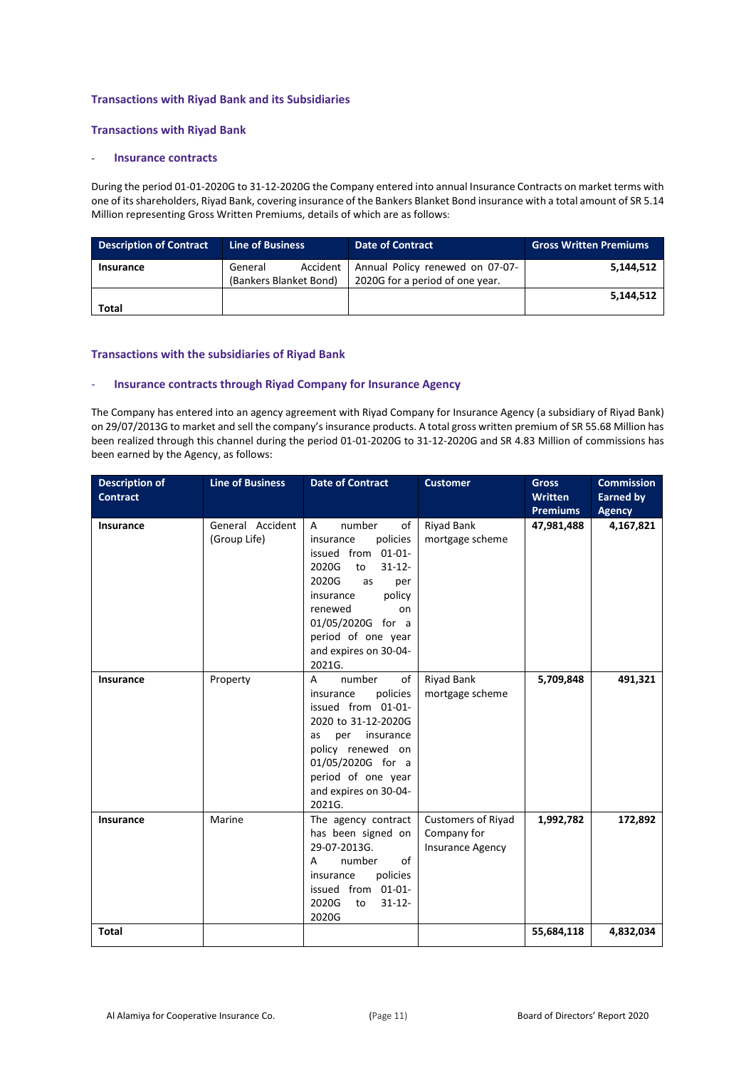### Transactions with Riyad Bank and its Subsidiaries

### Transactions with Riyad Bank

- **Insurance contracts**

During the period 01-01-2020G to 31-12-2020G the Company entered into annual Insurance Contracts on market terms with one of its shareholders, Riyad Bank, covering insurance of the Bankers Blanket Bond insurance with a total amount of SR 5.14 Million representing Gross Written Premiums, details of which are as follows:

| Description of Contract | Line of Business | Date of Contract | Gross Written Premiums |
|---|---|---|---|
| **Insurance** | General Accident (Bankers Blanket Bond) | Annual Policy renewed on 07-07-2020G for a period of one year. | **5,144,512** |
| **Total** | | | **5,144,512** |

### Transactions with the subsidiaries of Riyad Bank

- **Insurance contracts through Riyad Company for Insurance Agency**

The Company has entered into an agency agreement with Riyad Company for Insurance Agency (a subsidiary of Riyad Bank) on 29/07/2013G to market and sell the company's insurance products. A total gross written premium of SR 55.68 Million has been realized through this channel during the period 01-01-2020G to 31-12-2020G and SR 4.83 Million of commissions has been earned by the Agency, as follows:

| Description of Contract | Line of Business | Date of Contract | Customer | Gross Written Premiums | Commission Earned by Agency |
|---|---|---|---|---|---|
| **Insurance** | General Accident (Group Life) | A number of insurance policies issued from 01-01-2020G to 31-12-2020G as per insurance policy renewed on 01/05/2020G for a period of one year and expires on 30-04-2021G. | Riyad Bank mortgage scheme | **47,981,488** | **4,167,821** |
| **Insurance** | Property | A number of insurance policies issued from 01-01-2020 to 31-12-2020G as per insurance policy renewed on 01/05/2020G for a period of one year and expires on 30-04-2021G. | Riyad Bank mortgage scheme | **5,709,848** | **491,321** |
| **Insurance** | Marine | The agency contract has been signed on 29-07-2013G. A number of insurance policies issued from 01-01-2020G to 31-12-2020G | Customers of Riyad Company for Insurance Agency | **1,992,782** | **172,892** |
| **Total** | | | | **55,684,118** | **4,832,034** |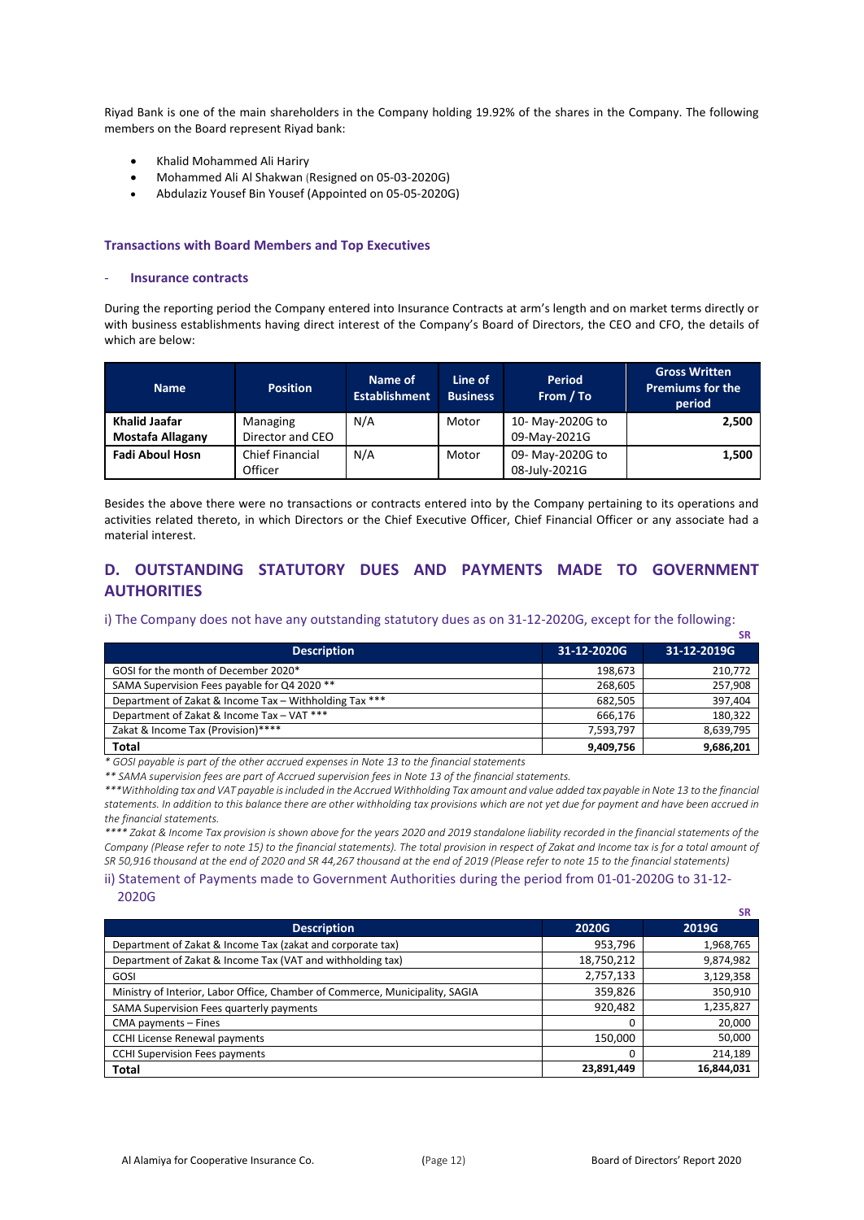Riyad Bank is one of the main shareholders in the Company holding 19.92% of the shares in the Company. The following members on the Board represent Riyad bank:

- Khalid Mohammed Ali Hariry
- Mohammed Ali Al Shakwan (Resigned on 05-03-2020G)
- Abdulaziz Yousef Bin Yousef (Appointed on 05-05-2020G)

#### Transactions with Board Members and Top Executives

- **Insurance contracts**

During the reporting period the Company entered into Insurance Contracts at arm's length and on market terms directly or with business establishments having direct interest of the Company's Board of Directors, the CEO and CFO, the details of which are below:

| Name | Position | Name of Establishment | Line of Business | Period From / To | Gross Written Premiums for the period |
|---|---|---|---|---|---|
| **Khalid Jaafar Mostafa Allagany** | Managing Director and CEO | N/A | Motor | 10- May-2020G to 09-May-2021G | **2,500** |
| **Fadi Aboul Hosn** | Chief Financial Officer | N/A | Motor | 09- May-2020G to 08-July-2021G | **1,500** |

Besides the above there were no transactions or contracts entered into by the Company pertaining to its operations and activities related thereto, in which Directors or the Chief Executive Officer, Chief Financial Officer or any associate had a material interest.

## D. OUTSTANDING STATUTORY DUES AND PAYMENTS MADE TO GOVERNMENT AUTHORITIES

### i) The Company does not have any outstanding statutory dues as on 31-12-2020G, except for the following:

SR

| Description | 31-12-2020G | 31-12-2019G |
|---|---|---|
| GOSI for the month of December 2020* | 198,673 | 210,772 |
| SAMA Supervision Fees payable for Q4 2020 ** | 268,605 | 257,908 |
| Department of Zakat & Income Tax – Withholding Tax *** | 682,505 | 397,404 |
| Department of Zakat & Income Tax – VAT *** | 666,176 | 180,322 |
| Zakat & Income Tax (Provision)**** | 7,593,797 | 8,639,795 |
| **Total** | **9,409,756** | **9,686,201** |

*\* GOSI payable is part of the other accrued expenses in Note 13 to the financial statements*

*\*\* SAMA supervision fees are part of Accrued supervision fees in Note 13 of the financial statements.*

*\*\*\*Withholding tax and VAT payable is included in the Accrued Withholding Tax amount and value added tax payable in Note 13 to the financial statements. In addition to this balance there are other withholding tax provisions which are not yet due for payment and have been accrued in the financial statements.*

*\*\*\*\* Zakat & Income Tax provision is shown above for the years 2020 and 2019 standalone liability recorded in the financial statements of the Company (Please refer to note 15) to the financial statements). The total provision in respect of Zakat and Income tax is for a total amount of SR 50,916 thousand at the end of 2020 and SR 44,267 thousand at the end of 2019 (Please refer to note 15 to the financial statements)*

### ii) Statement of Payments made to Government Authorities during the period from 01-01-2020G to 31-12-2020G

SR

| Description | 2020G | 2019G |
|---|---|---|
| Department of Zakat & Income Tax (zakat and corporate tax) | 953,796 | 1,968,765 |
| Department of Zakat & Income Tax (VAT and withholding tax) | 18,750,212 | 9,874,982 |
| GOSI | 2,757,133 | 3,129,358 |
| Ministry of Interior, Labor Office, Chamber of Commerce, Municipality, SAGIA | 359,826 | 350,910 |
| SAMA Supervision Fees quarterly payments | 920,482 | 1,235,827 |
| CMA payments – Fines | 0 | 20,000 |
| CCHI License Renewal payments | 150,000 | 50,000 |
| CCHI Supervision Fees payments | 0 | 214,189 |
| **Total** | **23,891,449** | **16,844,031** |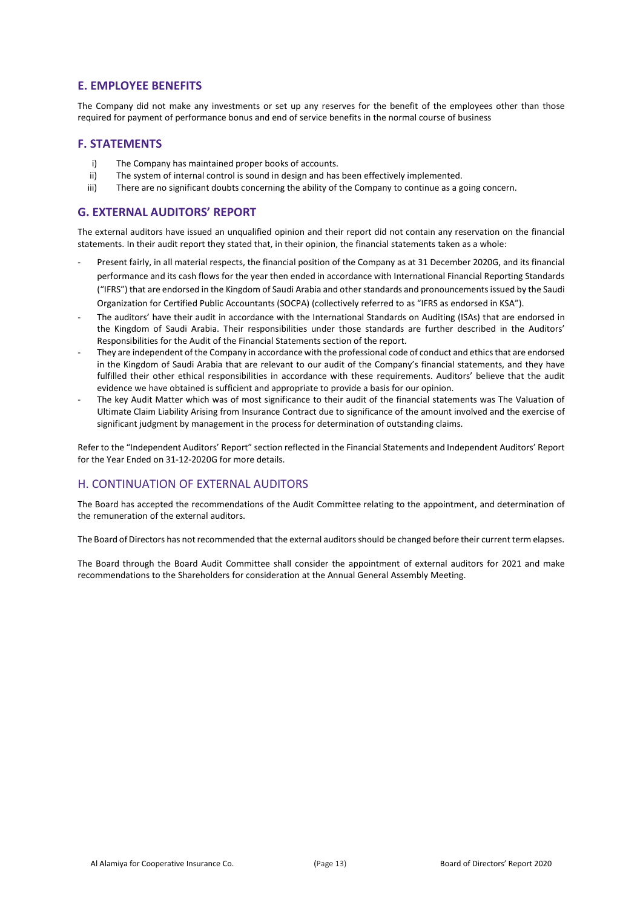## E. EMPLOYEE BENEFITS

The Company did not make any investments or set up any reserves for the benefit of the employees other than those required for payment of performance bonus and end of service benefits in the normal course of business

## F. STATEMENTS

i) The Company has maintained proper books of accounts.
ii) The system of internal control is sound in design and has been effectively implemented.
iii) There are no significant doubts concerning the ability of the Company to continue as a going concern.

## G. EXTERNAL AUDITORS' REPORT

The external auditors have issued an unqualified opinion and their report did not contain any reservation on the financial statements. In their audit report they stated that, in their opinion, the financial statements taken as a whole:

- Present fairly, in all material respects, the financial position of the Company as at 31 December 2020G, and its financial performance and its cash flows for the year then ended in accordance with International Financial Reporting Standards ("IFRS") that are endorsed in the Kingdom of Saudi Arabia and other standards and pronouncements issued by the Saudi Organization for Certified Public Accountants (SOCPA) (collectively referred to as "IFRS as endorsed in KSA").
- The auditors' have their audit in accordance with the International Standards on Auditing (ISAs) that are endorsed in the Kingdom of Saudi Arabia. Their responsibilities under those standards are further described in the Auditors' Responsibilities for the Audit of the Financial Statements section of the report.
- They are independent of the Company in accordance with the professional code of conduct and ethics that are endorsed in the Kingdom of Saudi Arabia that are relevant to our audit of the Company's financial statements, and they have fulfilled their other ethical responsibilities in accordance with these requirements. Auditors' believe that the audit evidence we have obtained is sufficient and appropriate to provide a basis for our opinion.
- The key Audit Matter which was of most significance to their audit of the financial statements was The Valuation of Ultimate Claim Liability Arising from Insurance Contract due to significance of the amount involved and the exercise of significant judgment by management in the process for determination of outstanding claims.

Refer to the "Independent Auditors' Report" section reflected in the Financial Statements and Independent Auditors' Report for the Year Ended on 31-12-2020G for more details.

## H. CONTINUATION OF EXTERNAL AUDITORS

The Board has accepted the recommendations of the Audit Committee relating to the appointment, and determination of the remuneration of the external auditors.

The Board of Directors has not recommended that the external auditors should be changed before their current term elapses.

The Board through the Board Audit Committee shall consider the appointment of external auditors for 2021 and make recommendations to the Shareholders for consideration at the Annual General Assembly Meeting.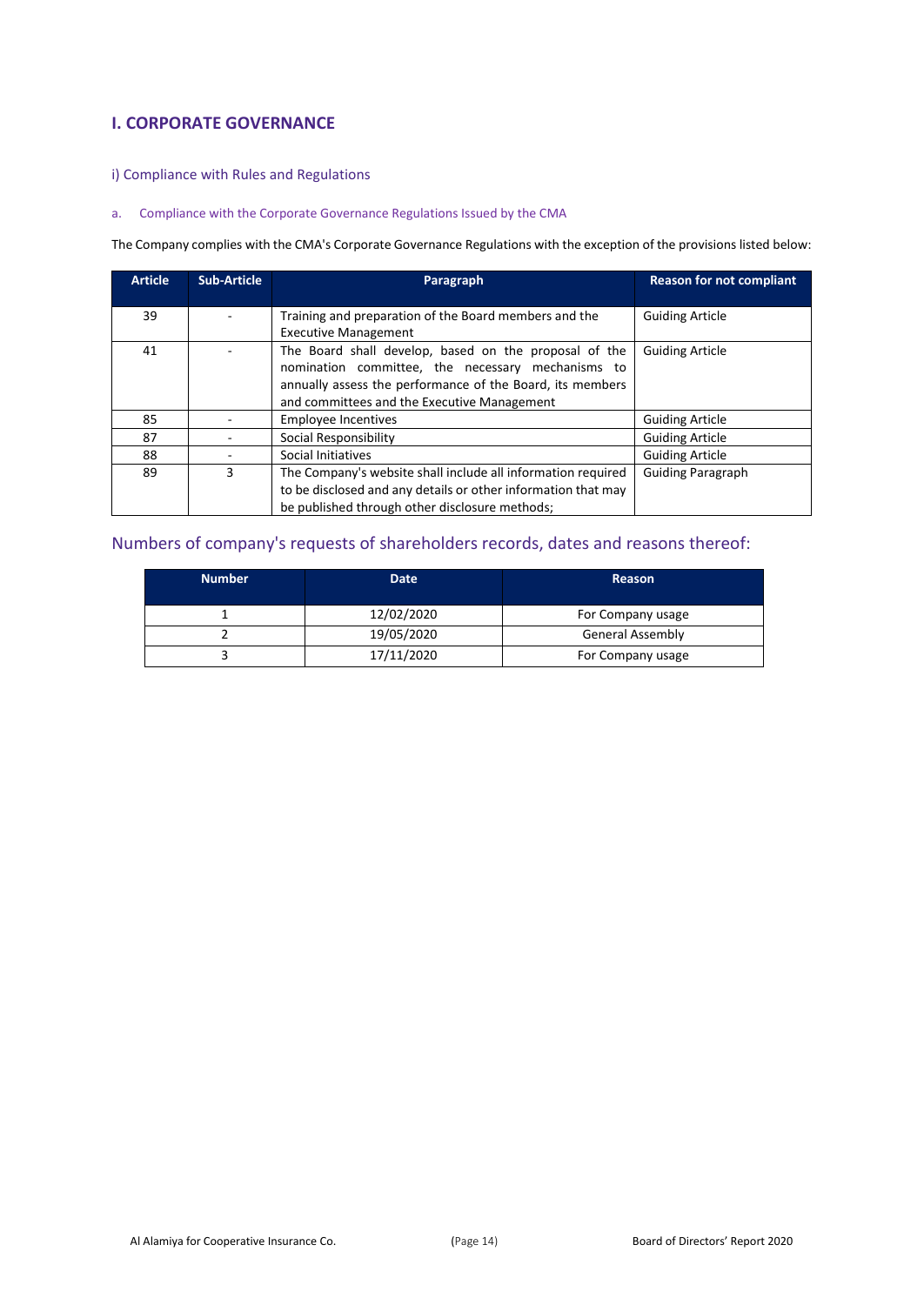## I. CORPORATE GOVERNANCE

### i) Compliance with Rules and Regulations

#### a. Compliance with the Corporate Governance Regulations Issued by the CMA

The Company complies with the CMA's Corporate Governance Regulations with the exception of the provisions listed below:

| Article | Sub-Article | Paragraph | Reason for not compliant |
|---|---|---|---|
| 39 | - | Training and preparation of the Board members and the Executive Management | Guiding Article |
| 41 | - | The Board shall develop, based on the proposal of the nomination committee, the necessary mechanisms to annually assess the performance of the Board, its members and committees and the Executive Management | Guiding Article |
| 85 | - | Employee Incentives | Guiding Article |
| 87 | - | Social Responsibility | Guiding Article |
| 88 | - | Social Initiatives | Guiding Article |
| 89 | 3 | The Company's website shall include all information required to be disclosed and any details or other information that may be published through other disclosure methods; | Guiding Paragraph |

### Numbers of company's requests of shareholders records, dates and reasons thereof:

| Number | Date | Reason |
|---|---|---|
| 1 | 12/02/2020 | For Company usage |
| 2 | 19/05/2020 | General Assembly |
| 3 | 17/11/2020 | For Company usage |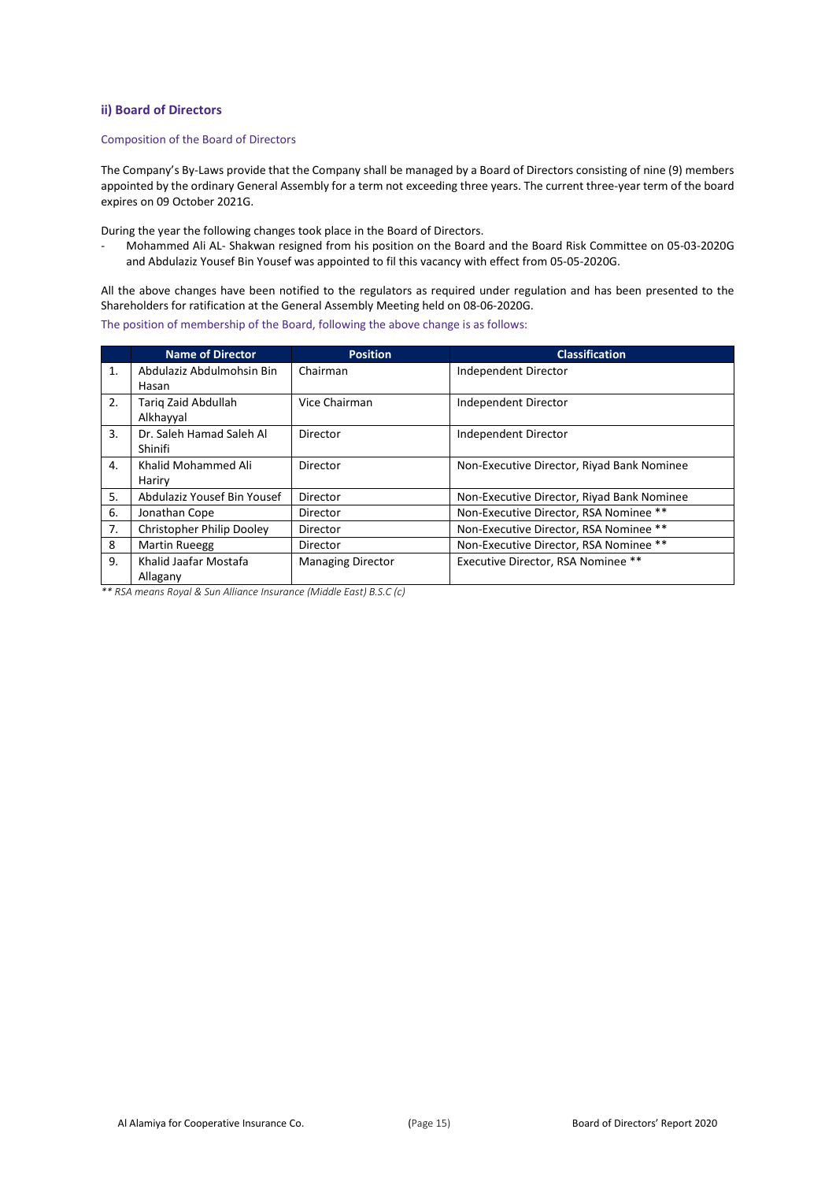### ii) Board of Directors

#### Composition of the Board of Directors

The Company's By-Laws provide that the Company shall be managed by a Board of Directors consisting of nine (9) members appointed by the ordinary General Assembly for a term not exceeding three years. The current three-year term of the board expires on 09 October 2021G.

During the year the following changes took place in the Board of Directors.

- Mohammed Ali AL- Shakwan resigned from his position on the Board and the Board Risk Committee on 05-03-2020G and Abdulaziz Yousef Bin Yousef was appointed to fil this vacancy with effect from 05-05-2020G.

All the above changes have been notified to the regulators as required under regulation and has been presented to the Shareholders for ratification at the General Assembly Meeting held on 08-06-2020G.

The position of membership of the Board, following the above change is as follows:

| | Name of Director | Position | Classification |
|---|---|---|---|
| 1. | Abdulaziz Abdulmohsin Bin Hasan | Chairman | Independent Director |
| 2. | Tariq Zaid Abdullah Alkhayyal | Vice Chairman | Independent Director |
| 3. | Dr. Saleh Hamad Saleh Al Shinifi | Director | Independent Director |
| 4. | Khalid Mohammed Ali Hariry | Director | Non-Executive Director, Riyad Bank Nominee |
| 5. | Abdulaziz Yousef Bin Yousef | Director | Non-Executive Director, Riyad Bank Nominee |
| 6. | Jonathan Cope | Director | Non-Executive Director, RSA Nominee ** |
| 7. | Christopher Philip Dooley | Director | Non-Executive Director, RSA Nominee ** |
| 8 | Martin Rueegg | Director | Non-Executive Director, RSA Nominee ** |
| 9. | Khalid Jaafar Mostafa Allagany | Managing Director | Executive Director, RSA Nominee ** |

*** RSA means Royal & Sun Alliance Insurance (Middle East) B.S.C (c)*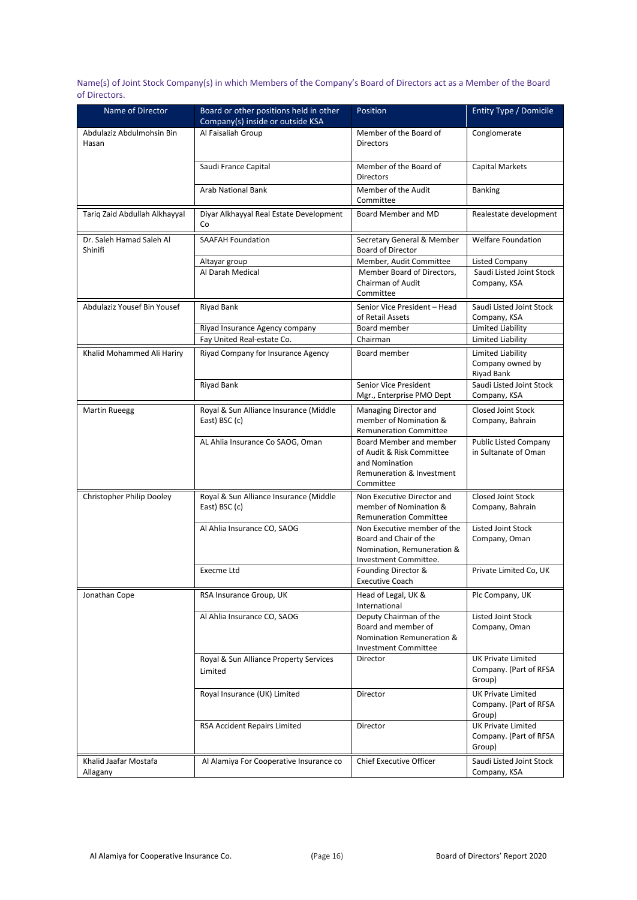Name(s) of Joint Stock Company(s) in which Members of the Company's Board of Directors act as a Member of the Board of Directors.

| Name of Director | Board or other positions held in other Company(s) inside or outside KSA | Position | Entity Type / Domicile |
|---|---|---|---|
| Abdulaziz Abdulmohsin Bin Hasan | Al Faisaliah Group | Member of the Board of Directors | Conglomerate |
| | Saudi France Capital | Member of the Board of Directors | Capital Markets |
| | Arab National Bank | Member of the Audit Committee | Banking |
| Tariq Zaid Abdullah Alkhayyal | Diyar Alkhayyal Real Estate Development Co | Board Member and MD | Realestate development |
| Dr. Saleh Hamad Saleh Al Shinifi | SAAFAH Foundation | Secretary General & Member Board of Director | Welfare Foundation |
| | Altayar group | Member, Audit Committee | Listed Company |
| | Al Darah Medical | Member Board of Directors, Chairman of Audit Committee | Saudi Listed Joint Stock Company, KSA |
| Abdulaziz Yousef Bin Yousef | Riyad Bank | Senior Vice President – Head of Retail Assets | Saudi Listed Joint Stock Company, KSA |
| | Riyad Insurance Agency company | Board member | Limited Liability |
| | Fay United Real-estate Co. | Chairman | Limited Liability |
| Khalid Mohammed Ali Hariry | Riyad Company for Insurance Agency | Board member | Limited Liability Company owned by Riyad Bank |
| | Riyad Bank | Senior Vice President Mgr., Enterprise PMO Dept | Saudi Listed Joint Stock Company, KSA |
| Martin Rueegg | Royal & Sun Alliance Insurance (Middle East) BSC (c) | Managing Director and member of Nomination & Remuneration Committee | Closed Joint Stock Company, Bahrain |
| | AL Ahlia Insurance Co SAOG, Oman | Board Member and member of Audit & Risk Committee and Nomination Remuneration & Investment Committee | Public Listed Company in Sultanate of Oman |
| Christopher Philip Dooley | Royal & Sun Alliance Insurance (Middle East) BSC (c) | Non Executive Director and member of Nomination & Remuneration Committee | Closed Joint Stock Company, Bahrain |
| | Al Ahlia Insurance CO, SAOG | Non Executive member of the Board and Chair of the Nomination, Remuneration & Investment Committee. | Listed Joint Stock Company, Oman |
| | Execme Ltd | Founding Director & Executive Coach | Private Limited Co, UK |
| Jonathan Cope | RSA Insurance Group, UK | Head of Legal, UK & International | Plc Company, UK |
| | Al Ahlia Insurance CO, SAOG | Deputy Chairman of the Board and member of Nomination Remuneration & Investment Committee | Listed Joint Stock Company, Oman |
| | Royal & Sun Alliance Property Services Limited | Director | UK Private Limited Company. (Part of RFSA Group) |
| | Royal Insurance (UK) Limited | Director | UK Private Limited Company. (Part of RFSA Group) |
| | RSA Accident Repairs Limited | Director | UK Private Limited Company. (Part of RFSA Group) |
| Khalid Jaafar Mostafa Allagany | Al Alamiya For Cooperative Insurance co | Chief Executive Officer | Saudi Listed Joint Stock Company, KSA |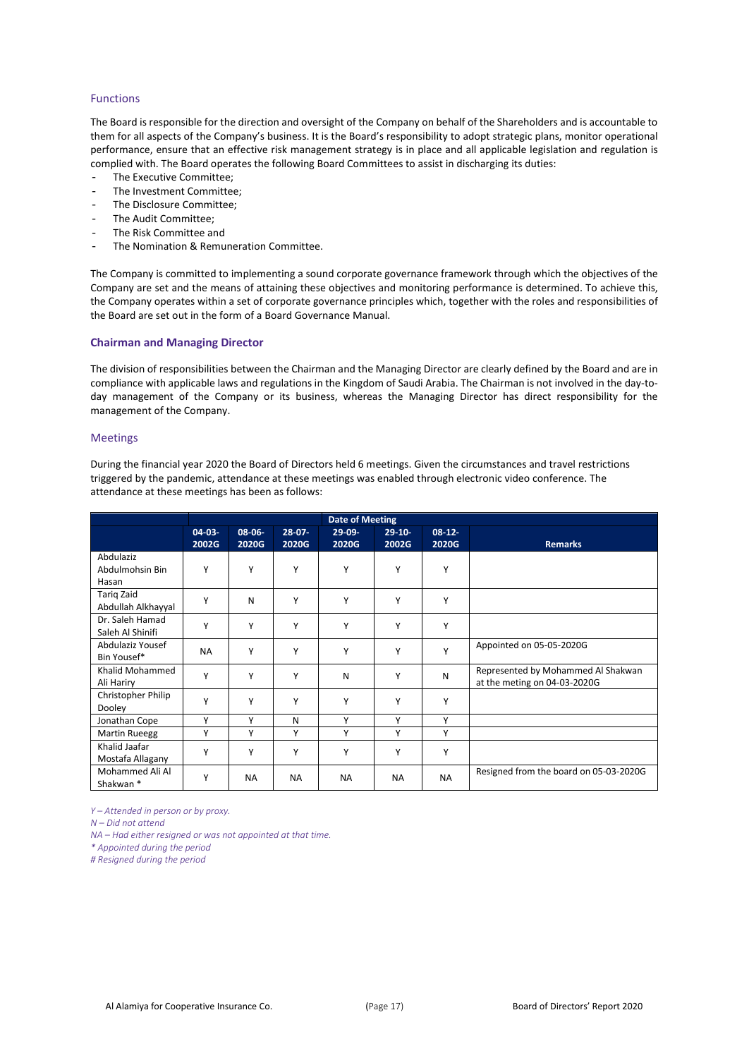## Functions

The Board is responsible for the direction and oversight of the Company on behalf of the Shareholders and is accountable to them for all aspects of the Company's business. It is the Board's responsibility to adopt strategic plans, monitor operational performance, ensure that an effective risk management strategy is in place and all applicable legislation and regulation is complied with. The Board operates the following Board Committees to assist in discharging its duties:

- The Executive Committee;
- The Investment Committee;
- The Disclosure Committee;
- The Audit Committee;
- The Risk Committee and
- The Nomination & Remuneration Committee.

The Company is committed to implementing a sound corporate governance framework through which the objectives of the Company are set and the means of attaining these objectives and monitoring performance is determined. To achieve this, the Company operates within a set of corporate governance principles which, together with the roles and responsibilities of the Board are set out in the form of a Board Governance Manual.

### Chairman and Managing Director

The division of responsibilities between the Chairman and the Managing Director are clearly defined by the Board and are in compliance with applicable laws and regulations in the Kingdom of Saudi Arabia. The Chairman is not involved in the day-to-day management of the Company or its business, whereas the Managing Director has direct responsibility for the management of the Company.

## Meetings

During the financial year 2020 the Board of Directors held 6 meetings. Given the circumstances and travel restrictions triggered by the pandemic, attendance at these meetings was enabled through electronic video conference. The attendance at these meetings has been as follows:

| | Date of Meeting | | | | | | |
|---|---|---|---|---|---|---|---|
| | 04-03-2002G | 08-06-2020G | 28-07-2020G | 29-09-2020G | 29-10-2002G | 08-12-2020G | Remarks |
| Abdulaziz Abdulmohsin Bin Hasan | Y | Y | Y | Y | Y | Y | |
| Tariq Zaid Abdullah Alkhayyal | Y | N | Y | Y | Y | Y | |
| Dr. Saleh Hamad Saleh Al Shinifi | Y | Y | Y | Y | Y | Y | |
| Abdulaziz Yousef Bin Yousef* | NA | Y | Y | Y | Y | Y | Appointed on 05-05-2020G |
| Khalid Mohammed Ali Hariry | Y | Y | Y | N | Y | N | Represented by Mohammed Al Shakwan at the meting on 04-03-2020G |
| Christopher Philip Dooley | Y | Y | Y | Y | Y | Y | |
| Jonathan Cope | Y | Y | N | Y | Y | Y | |
| Martin Rueegg | Y | Y | Y | Y | Y | Y | |
| Khalid Jaafar Mostafa Allagany | Y | Y | Y | Y | Y | Y | |
| Mohammed Ali Al Shakwan * | Y | NA | NA | NA | NA | NA | Resigned from the board on 05-03-2020G |

*Y – Attended in person or by proxy.*

*N – Did not attend*

*NA – Had either resigned or was not appointed at that time.*

*\* Appointed during the period*

*# Resigned during the period*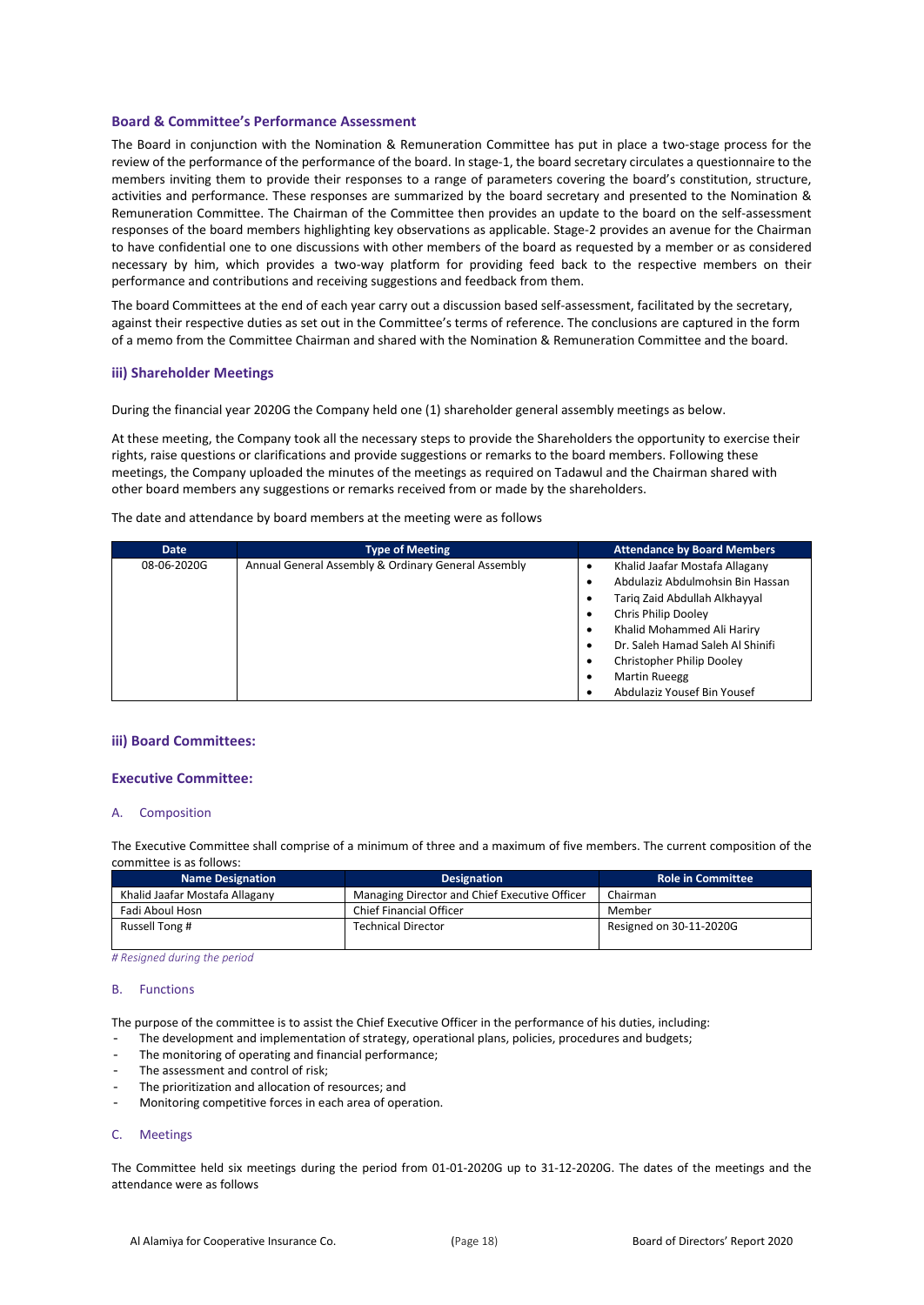### Board & Committee's Performance Assessment

The Board in conjunction with the Nomination & Remuneration Committee has put in place a two-stage process for the review of the performance of the performance of the board. In stage-1, the board secretary circulates a questionnaire to the members inviting them to provide their responses to a range of parameters covering the board's constitution, structure, activities and performance. These responses are summarized by the board secretary and presented to the Nomination & Remuneration Committee. The Chairman of the Committee then provides an update to the board on the self-assessment responses of the board members highlighting key observations as applicable. Stage-2 provides an avenue for the Chairman to have confidential one to one discussions with other members of the board as requested by a member or as considered necessary by him, which provides a two-way platform for providing feed back to the respective members on their performance and contributions and receiving suggestions and feedback from them.

The board Committees at the end of each year carry out a discussion based self-assessment, facilitated by the secretary, against their respective duties as set out in the Committee's terms of reference. The conclusions are captured in the form of a memo from the Committee Chairman and shared with the Nomination & Remuneration Committee and the board.

### iii) Shareholder Meetings

During the financial year 2020G the Company held one (1) shareholder general assembly meetings as below.

At these meeting, the Company took all the necessary steps to provide the Shareholders the opportunity to exercise their rights, raise questions or clarifications and provide suggestions or remarks to the board members. Following these meetings, the Company uploaded the minutes of the meetings as required on Tadawul and the Chairman shared with other board members any suggestions or remarks received from or made by the shareholders.

The date and attendance by board members at the meeting were as follows

| Date | Type of Meeting | Attendance by Board Members |
|---|---|---|
| 08-06-2020G | Annual General Assembly & Ordinary General Assembly | • Khalid Jaafar Mostafa Allagany<br>• Abdulaziz Abdulmohsin Bin Hassan<br>• Tariq Zaid Abdullah Alkhayyal<br>• Chris Philip Dooley<br>• Khalid Mohammed Ali Hariry<br>• Dr. Saleh Hamad Saleh Al Shinifi<br>• Christopher Philip Dooley<br>• Martin Rueegg<br>• Abdulaziz Yousef Bin Yousef |

### iii) Board Committees:

### Executive Committee:

#### A. Composition

The Executive Committee shall comprise of a minimum of three and a maximum of five members. The current composition of the committee is as follows:

| Name Designation | Designation | Role in Committee |
|---|---|---|
| Khalid Jaafar Mostafa Allagany | Managing Director and Chief Executive Officer | Chairman |
| Fadi Aboul Hosn | Chief Financial Officer | Member |
| Russell Tong # | Technical Director | Resigned on 30-11-2020G |

*# Resigned during the period*

#### B. Functions

The purpose of the committee is to assist the Chief Executive Officer in the performance of his duties, including:

- The development and implementation of strategy, operational plans, policies, procedures and budgets;
- The monitoring of operating and financial performance;
- The assessment and control of risk;
- The prioritization and allocation of resources; and
- Monitoring competitive forces in each area of operation.

#### C. Meetings

The Committee held six meetings during the period from 01-01-2020G up to 31-12-2020G. The dates of the meetings and the attendance were as follows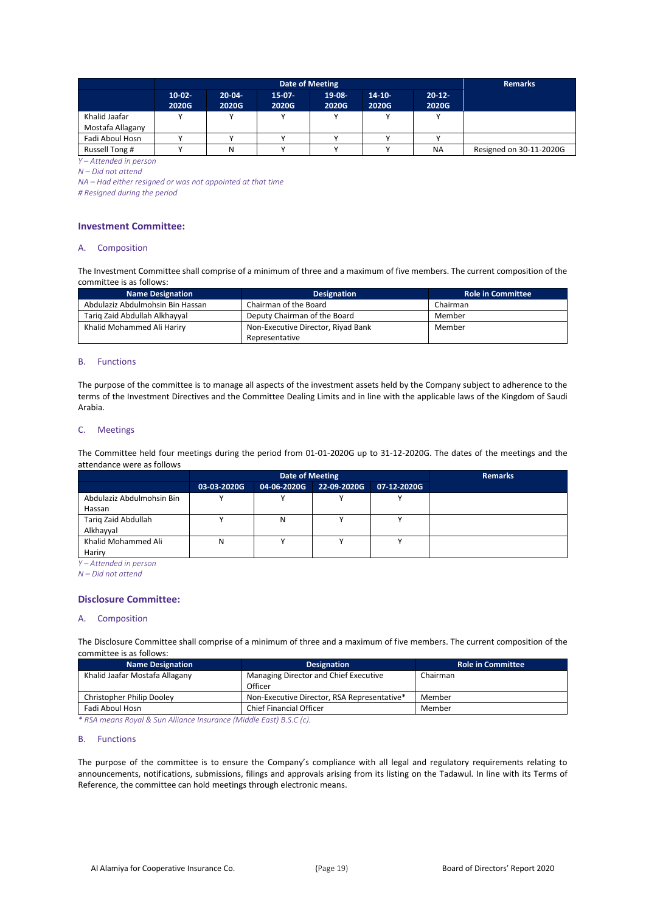| | Date of Meeting | | | | | | Remarks |
|---|---|---|---|---|---|---|---|
| | 10-02-2020G | 20-04-2020G | 15-07-2020G | 19-08-2020G | 14-10-2020G | 20-12-2020G | |
| Khalid Jaafar Mostafa Allagany | Y | Y | Y | Y | Y | Y | |
| Fadi Aboul Hosn | Y | Y | Y | Y | Y | Y | |
| Russell Tong # | Y | N | Y | Y | Y | NA | Resigned on 30-11-2020G |

*Y – Attended in person*
*N – Did not attend*
*NA – Had either resigned or was not appointed at that time*
*# Resigned during the period*

## Investment Committee:

### A. Composition

The Investment Committee shall comprise of a minimum of three and a maximum of five members. The current composition of the committee is as follows:

| Name Designation | Designation | Role in Committee |
|---|---|---|
| Abdulaziz Abdulmohsin Bin Hassan | Chairman of the Board | Chairman |
| Tariq Zaid Abdullah Alkhayyal | Deputy Chairman of the Board | Member |
| Khalid Mohammed Ali Hariry | Non-Executive Director, Riyad Bank Representative | Member |

### B. Functions

The purpose of the committee is to manage all aspects of the investment assets held by the Company subject to adherence to the terms of the Investment Directives and the Committee Dealing Limits and in line with the applicable laws of the Kingdom of Saudi Arabia.

### C. Meetings

The Committee held four meetings during the period from 01-01-2020G up to 31-12-2020G. The dates of the meetings and the attendance were as follows

| | Date of Meeting | | | | Remarks |
|---|---|---|---|---|---|
| | 03-03-2020G | 04-06-2020G | 22-09-2020G | 07-12-2020G | |
| Abdulaziz Abdulmohsin Bin Hassan | Y | Y | Y | Y | |
| Tariq Zaid Abdullah Alkhayyal | Y | N | Y | Y | |
| Khalid Mohammed Ali Hariry | N | Y | Y | Y | |

*Y – Attended in person*
*N – Did not attend*

## Disclosure Committee:

### A. Composition

The Disclosure Committee shall comprise of a minimum of three and a maximum of five members. The current composition of the committee is as follows:

| Name Designation | Designation | Role in Committee |
|---|---|---|
| Khalid Jaafar Mostafa Allagany | Managing Director and Chief Executive Officer | Chairman |
| Christopher Philip Dooley | Non-Executive Director, RSA Representative* | Member |
| Fadi Aboul Hosn | Chief Financial Officer | Member |

*\* RSA means Royal & Sun Alliance Insurance (Middle East) B.S.C (c).*

### B. Functions

The purpose of the committee is to ensure the Company's compliance with all legal and regulatory requirements relating to announcements, notifications, submissions, filings and approvals arising from its listing on the Tadawul. In line with its Terms of Reference, the committee can hold meetings through electronic means.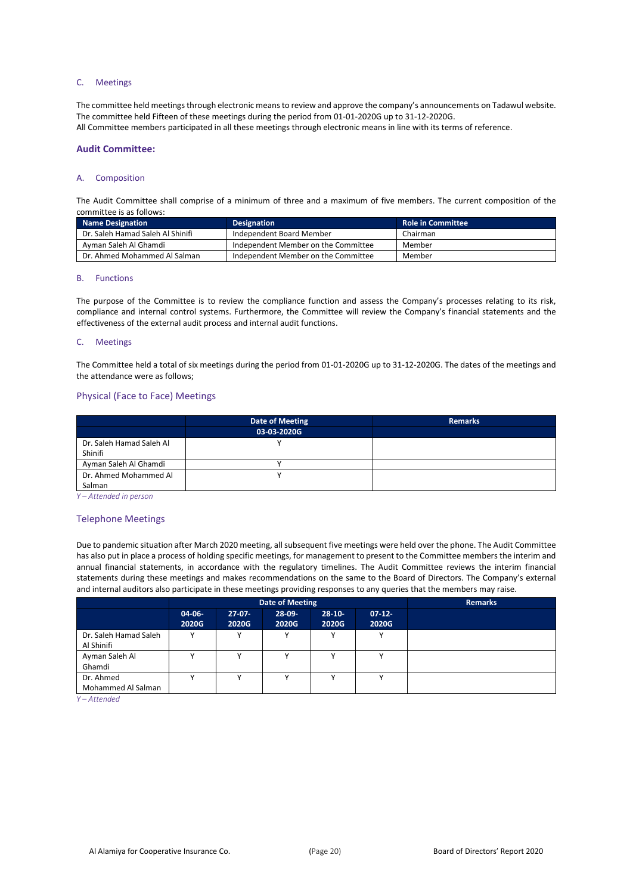C. Meetings

The committee held meetings through electronic means to review and approve the company's announcements on Tadawul website. The committee held Fifteen of these meetings during the period from 01-01-2020G up to 31-12-2020G.
All Committee members participated in all these meetings through electronic means in line with its terms of reference.

## Audit Committee:

A. Composition

The Audit Committee shall comprise of a minimum of three and a maximum of five members. The current composition of the committee is as follows:

| Name Designation | Designation | Role in Committee |
|---|---|---|
| Dr. Saleh Hamad Saleh Al Shinifi | Independent Board Member | Chairman |
| Ayman Saleh Al Ghamdi | Independent Member on the Committee | Member |
| Dr. Ahmed Mohammed Al Salman | Independent Member on the Committee | Member |

B. Functions

The purpose of the Committee is to review the compliance function and assess the Company's processes relating to its risk, compliance and internal control systems. Furthermore, the Committee will review the Company's financial statements and the effectiveness of the external audit process and internal audit functions.

C. Meetings

The Committee held a total of six meetings during the period from 01-01-2020G up to 31-12-2020G. The dates of the meetings and the attendance were as follows;

### Physical (Face to Face) Meetings

| | Date of Meeting | Remarks |
|---|---|---|
| | 03-03-2020G | |
| Dr. Saleh Hamad Saleh Al Shinifi | Y | |
| Ayman Saleh Al Ghamdi | Y | |
| Dr. Ahmed Mohammed Al Salman | Y | |

*Y – Attended in person*

### Telephone Meetings

Due to pandemic situation after March 2020 meeting, all subsequent five meetings were held over the phone. The Audit Committee has also put in place a process of holding specific meetings, for management to present to the Committee members the interim and annual financial statements, in accordance with the regulatory timelines. The Audit Committee reviews the interim financial statements during these meetings and makes recommendations on the same to the Board of Directors. The Company's external and internal auditors also participate in these meetings providing responses to any queries that the members may raise.

| | Date of Meeting | | | | | Remarks |
|---|---|---|---|---|---|---|
| | 04-06-2020G | 27-07-2020G | 28-09-2020G | 28-10-2020G | 07-12-2020G | |
| Dr. Saleh Hamad Saleh Al Shinifi | Y | Y | Y | Y | Y | |
| Ayman Saleh Al Ghamdi | Y | Y | Y | Y | Y | |
| Dr. Ahmed Mohammed Al Salman | Y | Y | Y | Y | Y | |

*Y – Attended*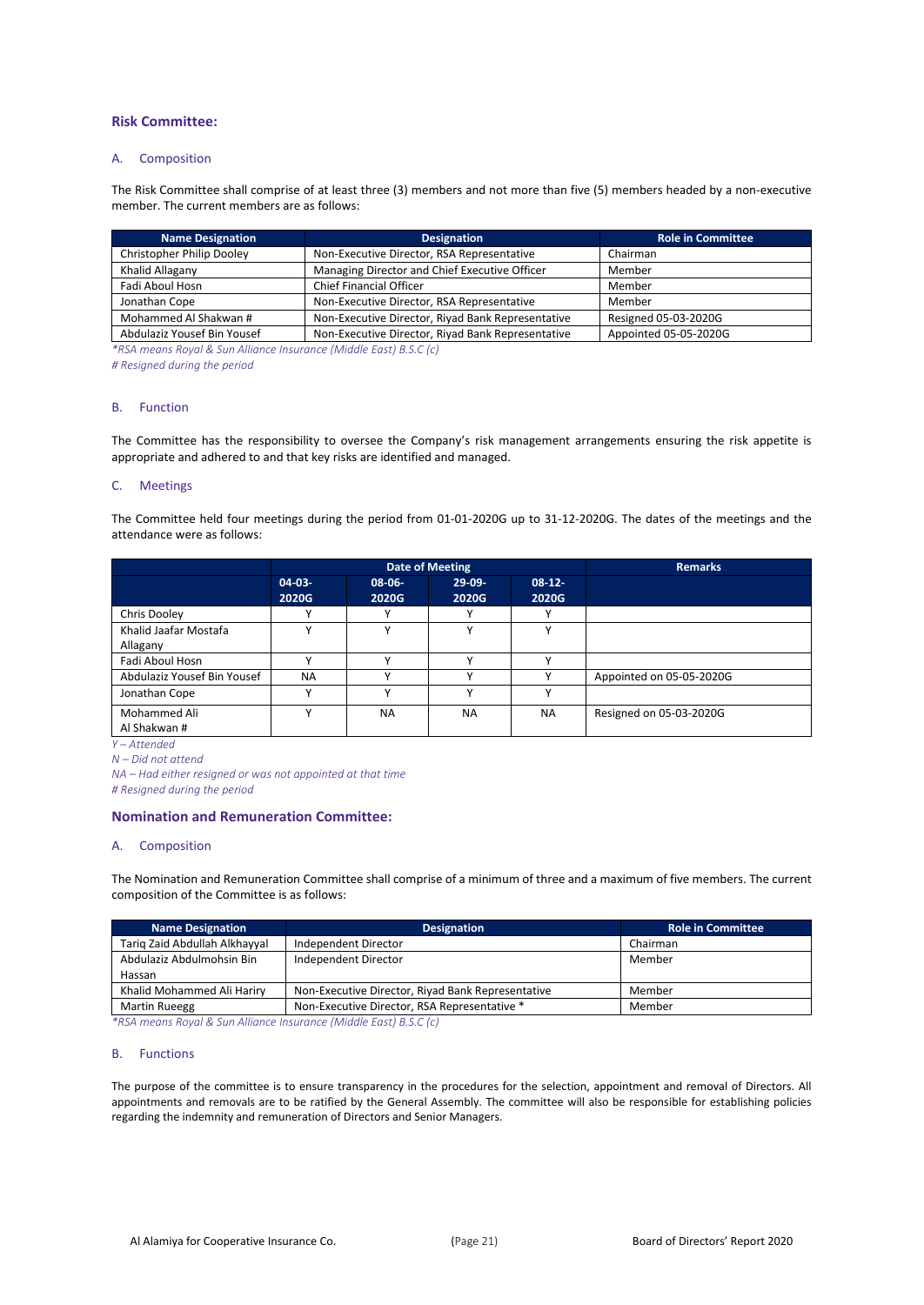## Risk Committee:

### A. Composition

The Risk Committee shall comprise of at least three (3) members and not more than five (5) members headed by a non-executive member. The current members are as follows:

| Name Designation | Designation | Role in Committee |
|---|---|---|
| Christopher Philip Dooley | Non-Executive Director, RSA Representative | Chairman |
| Khalid Allagany | Managing Director and Chief Executive Officer | Member |
| Fadi Aboul Hosn | Chief Financial Officer | Member |
| Jonathan Cope | Non-Executive Director, RSA Representative | Member |
| Mohammed Al Shakwan # | Non-Executive Director, Riyad Bank Representative | Resigned 05-03-2020G |
| Abdulaziz Yousef Bin Yousef | Non-Executive Director, Riyad Bank Representative | Appointed 05-05-2020G |

*\*RSA means Royal & Sun Alliance Insurance (Middle East) B.S.C (c)*

*# Resigned during the period*

### B. Function

The Committee has the responsibility to oversee the Company's risk management arrangements ensuring the risk appetite is appropriate and adhered to and that key risks are identified and managed.

### C. Meetings

The Committee held four meetings during the period from 01-01-2020G up to 31-12-2020G. The dates of the meetings and the attendance were as follows:

| | Date of Meeting | | | | Remarks |
|---|---|---|---|---|---|
| | 04-03-2020G | 08-06-2020G | 29-09-2020G | 08-12-2020G | |
| Chris Dooley | Y | Y | Y | Y | |
| Khalid Jaafar Mostafa Allagany | Y | Y | Y | Y | |
| Fadi Aboul Hosn | Y | Y | Y | Y | |
| Abdulaziz Yousef Bin Yousef | NA | Y | Y | Y | Appointed on 05-05-2020G |
| Jonathan Cope | Y | Y | Y | Y | |
| Mohammed Ali Al Shakwan # | Y | NA | NA | NA | Resigned on 05-03-2020G |

*Y – Attended*

*N – Did not attend*

*NA – Had either resigned or was not appointed at that time*

*# Resigned during the period*

## Nomination and Remuneration Committee:

### A. Composition

The Nomination and Remuneration Committee shall comprise of a minimum of three and a maximum of five members. The current composition of the Committee is as follows:

| Name Designation | Designation | Role in Committee |
|---|---|---|
| Tariq Zaid Abdullah Alkhayyal | Independent Director | Chairman |
| Abdulaziz Abdulmohsin Bin Hassan | Independent Director | Member |
| Khalid Mohammed Ali Hariry | Non-Executive Director, Riyad Bank Representative | Member |
| Martin Rueegg | Non-Executive Director, RSA Representative * | Member |

*\*RSA means Royal & Sun Alliance Insurance (Middle East) B.S.C (c)*

### B. Functions

The purpose of the committee is to ensure transparency in the procedures for the selection, appointment and removal of Directors. All appointments and removals are to be ratified by the General Assembly. The committee will also be responsible for establishing policies regarding the indemnity and remuneration of Directors and Senior Managers.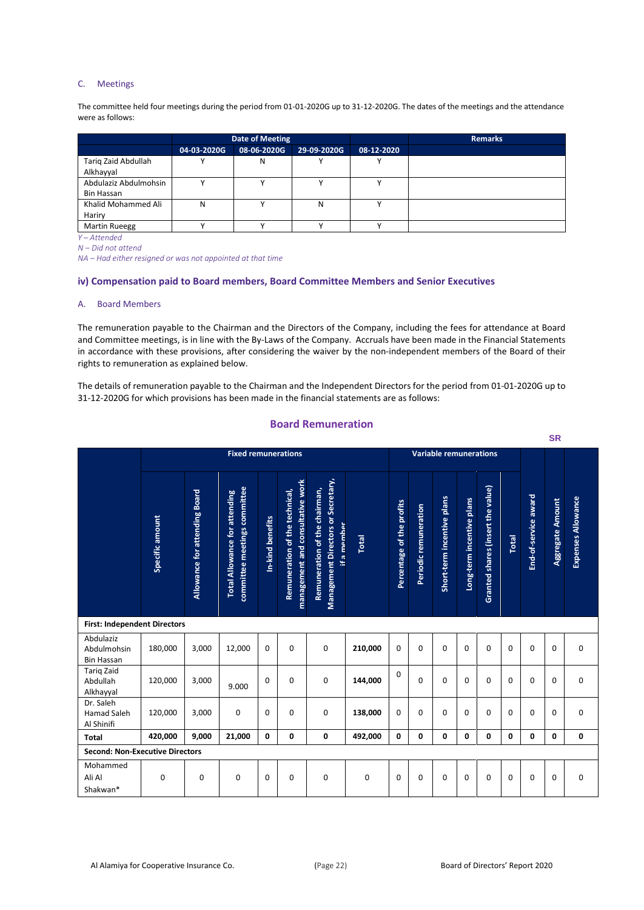### C. Meetings

The committee held four meetings during the period from 01-01-2020G up to 31-12-2020G. The dates of the meetings and the attendance were as follows:

| | Date of Meeting | | | | Remarks |
|---|---|---|---|---|---|
| | 04-03-2020G | 08-06-2020G | 29-09-2020G | 08-12-2020 | |
| Tariq Zaid Abdullah Alkhayyal | Y | N | Y | Y | |
| Abdulaziz Abdulmohsin Bin Hassan | Y | Y | Y | Y | |
| Khalid Mohammed Ali Hariry | N | Y | N | Y | |
| Martin Rueegg | Y | Y | Y | Y | |

*Y – Attended*

*N – Did not attend*

*NA – Had either resigned or was not appointed at that time*

## iv) Compensation paid to Board members, Board Committee Members and Senior Executives

### A. Board Members

The remuneration payable to the Chairman and the Directors of the Company, including the fees for attendance at Board and Committee meetings, is in line with the By-Laws of the Company. Accruals have been made in the Financial Statements in accordance with these provisions, after considering the waiver by the non-independent members of the Board of their rights to remuneration as explained below.

The details of remuneration payable to the Chairman and the Independent Directors for the period from 01-01-2020G up to 31-12-2020G for which provisions has been made in the financial statements are as follows:

## Board Remuneration

SR

| | Fixed remunerations | | | | | | | Variable remunerations | | | | | | End-of-service award | Aggregate Amount | Expenses Allowance |
|---|---|---|---|---|---|---|---|---|---|---|---|---|---|---|---|---|
| | Specific amount | Allowance for attending Board | Total Allowance for attending committee meetings committee | In-kind benefits | Remuneration of the technical, management and consultative work | Remuneration of the chairman, Management Directors or Secretary, if a member | Total | Percentage of the profits | Periodic remuneration | Short-term incentive plans | Long-term incentive plans | Granted shares (insert the value) | Total | | | |
| **First: Independent Directors** | | | | | | | | | | | | | | | | |
| Abdulaziz Abdulmohsin Bin Hassan | 180,000 | 3,000 | 12,000 | 0 | 0 | 0 | **210,000** | 0 | 0 | 0 | 0 | 0 | 0 | 0 | 0 | 0 |
| Tariq Zaid Abdullah Alkhayyal | 120,000 | 3,000 | 9.000 | 0 | 0 | 0 | **144,000** | 0 | 0 | 0 | 0 | 0 | 0 | 0 | 0 | 0 |
| Dr. Saleh Hamad Saleh Al Shinifi | 120,000 | 3,000 | 0 | 0 | 0 | 0 | **138,000** | 0 | 0 | 0 | 0 | 0 | 0 | 0 | 0 | 0 |
| **Total** | **420,000** | **9,000** | **21,000** | **0** | **0** | **0** | **492,000** | **0** | **0** | **0** | **0** | **0** | **0** | **0** | **0** | **0** |
| **Second: Non-Executive Directors** | | | | | | | | | | | | | | | | |
| Mohammed Ali Al Shakwan* | 0 | 0 | 0 | 0 | 0 | 0 | 0 | 0 | 0 | 0 | 0 | 0 | 0 | 0 | 0 | 0 |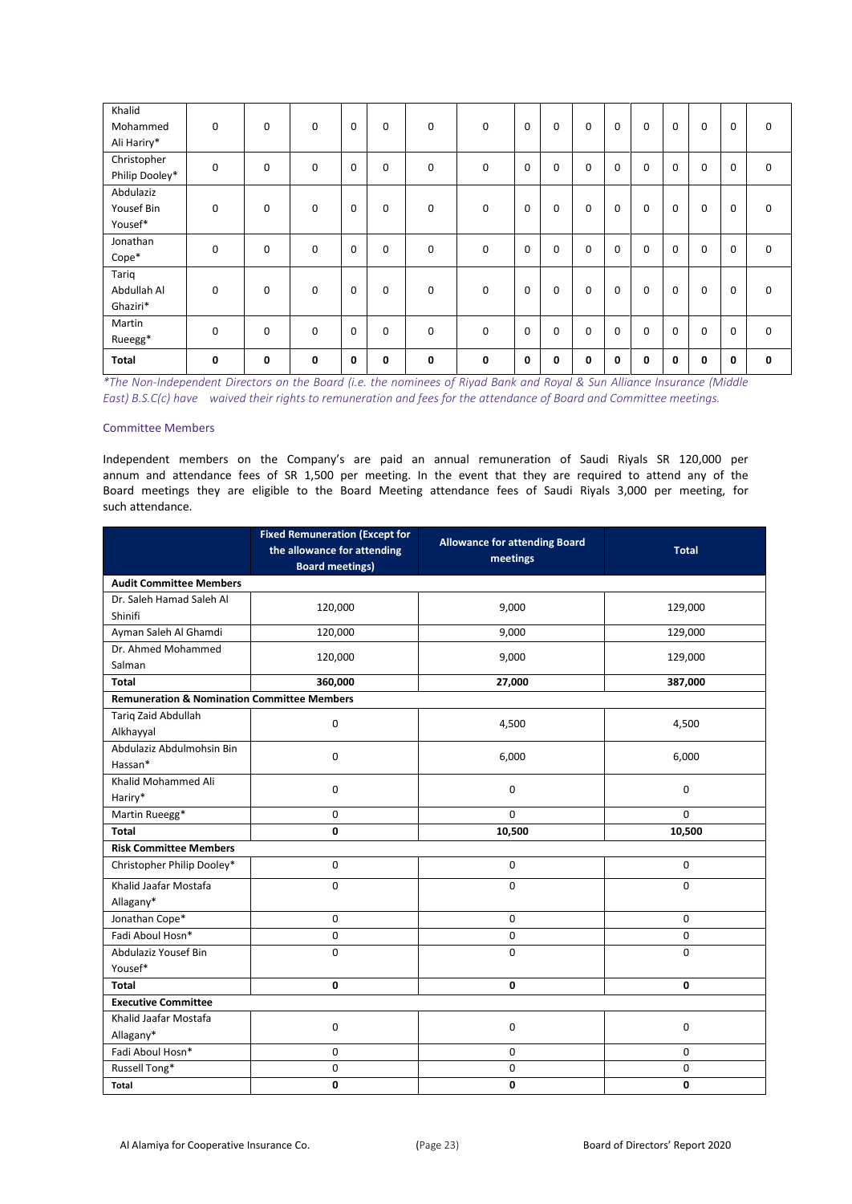| | | | | | | | | | | | | | | | |
|---|---|---|---|---|---|---|---|---|---|---|---|---|---|---|---|
| Khalid Mohammed Ali Hariry* | 0 | 0 | 0 | 0 | 0 | 0 | 0 | 0 | 0 | 0 | 0 | 0 | 0 | 0 | 0 |
| Christopher Philip Dooley* | 0 | 0 | 0 | 0 | 0 | 0 | 0 | 0 | 0 | 0 | 0 | 0 | 0 | 0 | 0 |
| Abdulaziz Yousef Bin Yousef* | 0 | 0 | 0 | 0 | 0 | 0 | 0 | 0 | 0 | 0 | 0 | 0 | 0 | 0 | 0 |
| Jonathan Cope* | 0 | 0 | 0 | 0 | 0 | 0 | 0 | 0 | 0 | 0 | 0 | 0 | 0 | 0 | 0 |
| Tariq Abdullah Al Ghaziri* | 0 | 0 | 0 | 0 | 0 | 0 | 0 | 0 | 0 | 0 | 0 | 0 | 0 | 0 | 0 |
| Martin Rueegg* | 0 | 0 | 0 | 0 | 0 | 0 | 0 | 0 | 0 | 0 | 0 | 0 | 0 | 0 | 0 |
| **Total** | **0** | **0** | **0** | **0** | **0** | **0** | **0** | **0** | **0** | **0** | **0** | **0** | **0** | **0** | **0** |

*\*The Non-Independent Directors on the Board (i.e. the nominees of Riyad Bank and Royal & Sun Alliance Insurance (Middle East) B.S.C(c) have waived their rights to remuneration and fees for the attendance of Board and Committee meetings.*

### Committee Members

Independent members on the Company's are paid an annual remuneration of Saudi Riyals SR 120,000 per annum and attendance fees of SR 1,500 per meeting. In the event that they are required to attend any of the Board meetings they are eligible to the Board Meeting attendance fees of Saudi Riyals 3,000 per meeting, for such attendance.

| | Fixed Remuneration (Except for the allowance for attending Board meetings) | Allowance for attending Board meetings | Total |
|---|---|---|---|
| **Audit Committee Members** | | | |
| Dr. Saleh Hamad Saleh Al Shinifi | 120,000 | 9,000 | 129,000 |
| Ayman Saleh Al Ghamdi | 120,000 | 9,000 | 129,000 |
| Dr. Ahmed Mohammed Salman | 120,000 | 9,000 | 129,000 |
| **Total** | **360,000** | **27,000** | **387,000** |
| **Remuneration & Nomination Committee Members** | | | |
| Tariq Zaid Abdullah Alkhayyal | 0 | 4,500 | 4,500 |
| Abdulaziz Abdulmohsin Bin Hassan* | 0 | 6,000 | 6,000 |
| Khalid Mohammed Ali Hariry* | 0 | 0 | 0 |
| Martin Rueegg* | 0 | 0 | 0 |
| **Total** | **0** | **10,500** | **10,500** |
| **Risk Committee Members** | | | |
| Christopher Philip Dooley* | 0 | 0 | 0 |
| Khalid Jaafar Mostafa Allagany* | 0 | 0 | 0 |
| Jonathan Cope* | 0 | 0 | 0 |
| Fadi Aboul Hosn* | 0 | 0 | 0 |
| Abdulaziz Yousef Bin Yousef* | 0 | 0 | 0 |
| **Total** | **0** | **0** | **0** |
| **Executive Committee** | | | |
| Khalid Jaafar Mostafa Allagany* | 0 | 0 | 0 |
| Fadi Aboul Hosn* | 0 | 0 | 0 |
| Russell Tong* | 0 | 0 | 0 |
| **Total** | **0** | **0** | **0** |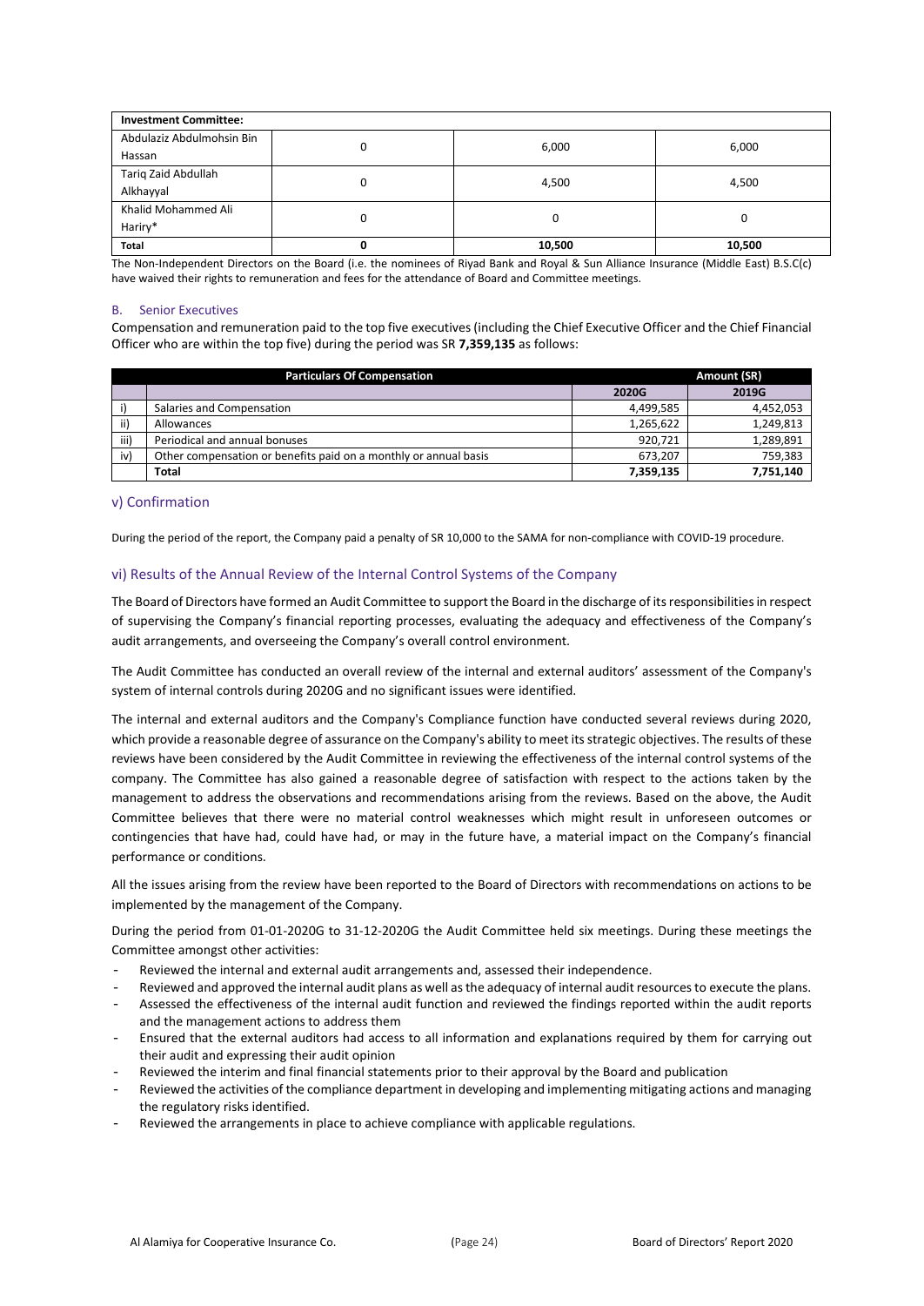| Investment Committee: | | | |
|---|---|---|---|
| Abdulaziz Abdulmohsin Bin Hassan | 0 | 6,000 | 6,000 |
| Tariq Zaid Abdullah Alkhayyal | 0 | 4,500 | 4,500 |
| Khalid Mohammed Ali Hariry* | 0 | 0 | 0 |
| **Total** | **0** | **10,500** | **10,500** |

The Non-Independent Directors on the Board (i.e. the nominees of Riyad Bank and Royal & Sun Alliance Insurance (Middle East) B.S.C(c) have waived their rights to remuneration and fees for the attendance of Board and Committee meetings.

### B. Senior Executives

Compensation and remuneration paid to the top five executives (including the Chief Executive Officer and the Chief Financial Officer who are within the top five) during the period was SR **7,359,135** as follows:

| | Particulars Of Compensation | Amount (SR) | |
|---|---|---|---|
| | | 2020G | 2019G |
| i) | Salaries and Compensation | 4,499,585 | 4,452,053 |
| ii) | Allowances | 1,265,622 | 1,249,813 |
| iii) | Periodical and annual bonuses | 920,721 | 1,289,891 |
| iv) | Other compensation or benefits paid on a monthly or annual basis | 673,207 | 759,383 |
| | **Total** | **7,359,135** | **7,751,140** |

## v) Confirmation

During the period of the report, the Company paid a penalty of SR 10,000 to the SAMA for non-compliance with COVID-19 procedure.

## vi) Results of the Annual Review of the Internal Control Systems of the Company

The Board of Directors have formed an Audit Committee to support the Board in the discharge of its responsibilities in respect of supervising the Company's financial reporting processes, evaluating the adequacy and effectiveness of the Company's audit arrangements, and overseeing the Company's overall control environment.

The Audit Committee has conducted an overall review of the internal and external auditors' assessment of the Company's system of internal controls during 2020G and no significant issues were identified.

The internal and external auditors and the Company's Compliance function have conducted several reviews during 2020, which provide a reasonable degree of assurance on the Company's ability to meet its strategic objectives. The results of these reviews have been considered by the Audit Committee in reviewing the effectiveness of the internal control systems of the company. The Committee has also gained a reasonable degree of satisfaction with respect to the actions taken by the management to address the observations and recommendations arising from the reviews. Based on the above, the Audit Committee believes that there were no material control weaknesses which might result in unforeseen outcomes or contingencies that have had, could have had, or may in the future have, a material impact on the Company's financial performance or conditions.

All the issues arising from the review have been reported to the Board of Directors with recommendations on actions to be implemented by the management of the Company.

During the period from 01-01-2020G to 31-12-2020G the Audit Committee held six meetings. During these meetings the Committee amongst other activities:

- Reviewed the internal and external audit arrangements and, assessed their independence.
- Reviewed and approved the internal audit plans as well as the adequacy of internal audit resources to execute the plans.
- Assessed the effectiveness of the internal audit function and reviewed the findings reported within the audit reports and the management actions to address them
- Ensured that the external auditors had access to all information and explanations required by them for carrying out their audit and expressing their audit opinion
- Reviewed the interim and final financial statements prior to their approval by the Board and publication
- Reviewed the activities of the compliance department in developing and implementing mitigating actions and managing the regulatory risks identified.
- Reviewed the arrangements in place to achieve compliance with applicable regulations.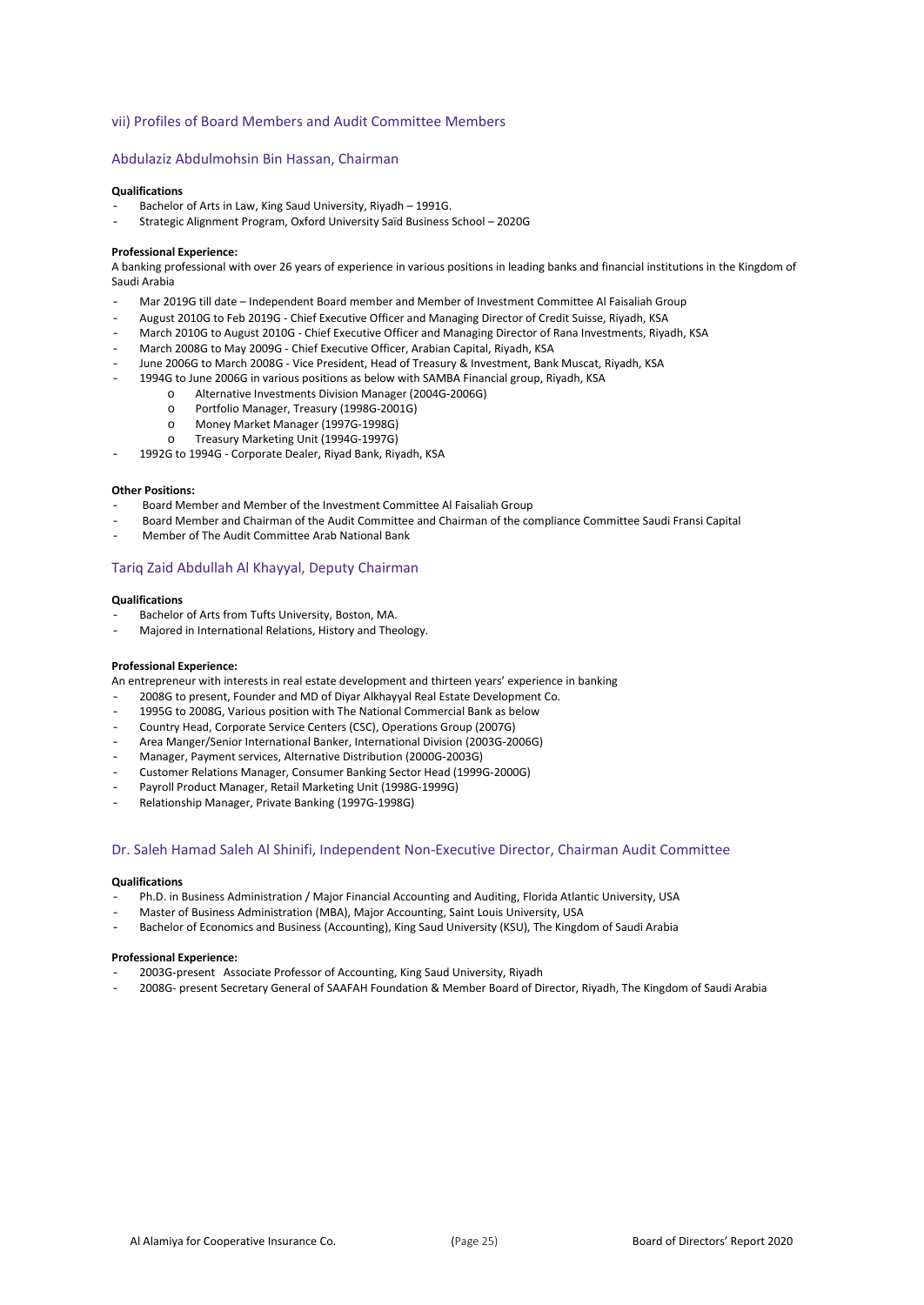## vii) Profiles of Board Members and Audit Committee Members

### Abdulaziz Abdulmohsin Bin Hassan, Chairman

**Qualifications**

- Bachelor of Arts in Law, King Saud University, Riyadh – 1991G.
- Strategic Alignment Program, Oxford University Saïd Business School – 2020G

**Professional Experience:**

A banking professional with over 26 years of experience in various positions in leading banks and financial institutions in the Kingdom of Saudi Arabia

- Mar 2019G till date – Independent Board member and Member of Investment Committee Al Faisaliah Group
- August 2010G to Feb 2019G - Chief Executive Officer and Managing Director of Credit Suisse, Riyadh, KSA
- March 2010G to August 2010G - Chief Executive Officer and Managing Director of Rana Investments, Riyadh, KSA
- March 2008G to May 2009G - Chief Executive Officer, Arabian Capital, Riyadh, KSA
- June 2006G to March 2008G - Vice President, Head of Treasury & Investment, Bank Muscat, Riyadh, KSA
- 1994G to June 2006G in various positions as below with SAMBA Financial group, Riyadh, KSA
  - Alternative Investments Division Manager (2004G-2006G)
  - Portfolio Manager, Treasury (1998G-2001G)
  - Money Market Manager (1997G-1998G)
  - Treasury Marketing Unit (1994G-1997G)
- 1992G to 1994G - Corporate Dealer, Riyad Bank, Riyadh, KSA

**Other Positions:**

- Board Member and Member of the Investment Committee Al Faisaliah Group
- Board Member and Chairman of the Audit Committee and Chairman of the compliance Committee Saudi Fransi Capital
- Member of The Audit Committee Arab National Bank

### Tariq Zaid Abdullah Al Khayyal, Deputy Chairman

**Qualifications**

- Bachelor of Arts from Tufts University, Boston, MA.
- Majored in International Relations, History and Theology.

**Professional Experience:**

An entrepreneur with interests in real estate development and thirteen years' experience in banking

- 2008G to present, Founder and MD of Diyar Alkhayyal Real Estate Development Co.
- 1995G to 2008G, Various position with The National Commercial Bank as below
- Country Head, Corporate Service Centers (CSC), Operations Group (2007G)
- Area Manger/Senior International Banker, International Division (2003G-2006G)
- Manager, Payment services, Alternative Distribution (2000G-2003G)
- Customer Relations Manager, Consumer Banking Sector Head (1999G-2000G)
- Payroll Product Manager, Retail Marketing Unit (1998G-1999G)
- Relationship Manager, Private Banking (1997G-1998G)

### Dr. Saleh Hamad Saleh Al Shinifi, Independent Non-Executive Director, Chairman Audit Committee

**Qualifications**

- Ph.D. in Business Administration / Major Financial Accounting and Auditing, Florida Atlantic University, USA
- Master of Business Administration (MBA), Major Accounting, Saint Louis University, USA
- Bachelor of Economics and Business (Accounting), King Saud University (KSU), The Kingdom of Saudi Arabia

**Professional Experience:**

- 2003G-present Associate Professor of Accounting, King Saud University, Riyadh
- 2008G- present Secretary General of SAAFAH Foundation & Member Board of Director, Riyadh, The Kingdom of Saudi Arabia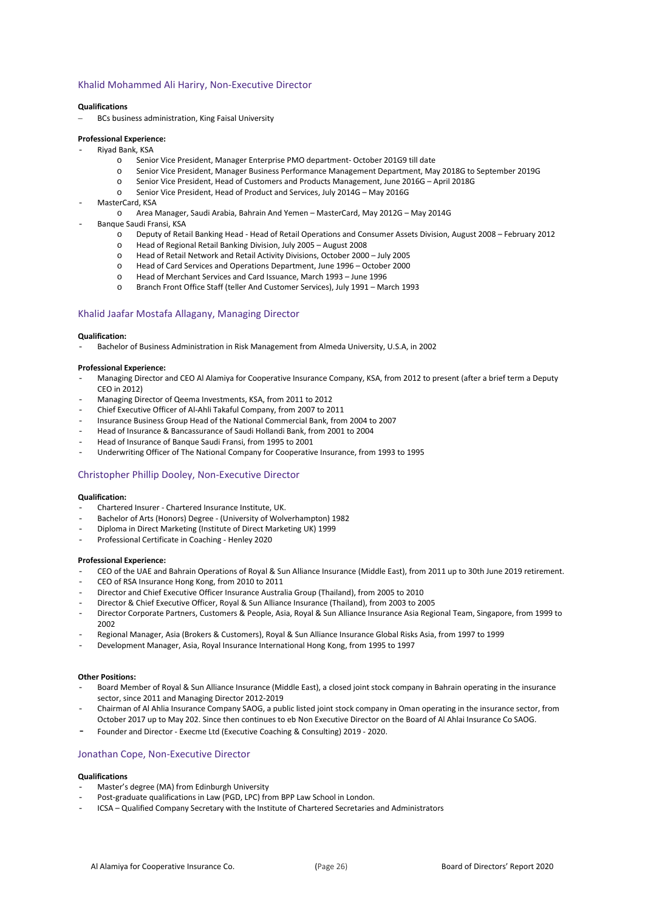## Khalid Mohammed Ali Hariry, Non-Executive Director

**Qualifications**

- BCs business administration, King Faisal University

**Professional Experience:**

- Riyad Bank, KSA
  - Senior Vice President, Manager Enterprise PMO department- October 201G9 till date
  - Senior Vice President, Manager Business Performance Management Department, May 2018G to September 2019G
  - Senior Vice President, Head of Customers and Products Management, June 2016G – April 2018G
  - Senior Vice President, Head of Product and Services, July 2014G – May 2016G
- MasterCard, KSA
  - Area Manager, Saudi Arabia, Bahrain And Yemen – MasterCard, May 2012G – May 2014G
- Banque Saudi Fransi, KSA
  - Deputy of Retail Banking Head - Head of Retail Operations and Consumer Assets Division, August 2008 – February 2012
  - Head of Regional Retail Banking Division, July 2005 – August 2008
  - Head of Retail Network and Retail Activity Divisions, October 2000 – July 2005
  - Head of Card Services and Operations Department, June 1996 – October 2000
  - Head of Merchant Services and Card Issuance, March 1993 – June 1996
  - Branch Front Office Staff (teller And Customer Services), July 1991 – March 1993

## Khalid Jaafar Mostafa Allagany, Managing Director

**Qualification:**

- Bachelor of Business Administration in Risk Management from Almeda University, U.S.A, in 2002

**Professional Experience:**

- Managing Director and CEO Al Alamiya for Cooperative Insurance Company, KSA, from 2012 to present (after a brief term a Deputy CEO in 2012)
- Managing Director of Qeema Investments, KSA, from 2011 to 2012
- Chief Executive Officer of Al-Ahli Takaful Company, from 2007 to 2011
- Insurance Business Group Head of the National Commercial Bank, from 2004 to 2007
- Head of Insurance & Bancassurance of Saudi Hollandi Bank, from 2001 to 2004
- Head of Insurance of Banque Saudi Fransi, from 1995 to 2001
- Underwriting Officer of The National Company for Cooperative Insurance, from 1993 to 1995

## Christopher Phillip Dooley, Non-Executive Director

**Qualification:**

- Chartered Insurer - Chartered Insurance Institute, UK.
- Bachelor of Arts (Honors) Degree - (University of Wolverhampton) 1982
- Diploma in Direct Marketing (Institute of Direct Marketing UK) 1999
- Professional Certificate in Coaching - Henley 2020

**Professional Experience:**

- CEO of the UAE and Bahrain Operations of Royal & Sun Alliance Insurance (Middle East), from 2011 up to 30th June 2019 retirement.
- CEO of RSA Insurance Hong Kong, from 2010 to 2011
- Director and Chief Executive Officer Insurance Australia Group (Thailand), from 2005 to 2010
- Director & Chief Executive Officer, Royal & Sun Alliance Insurance (Thailand), from 2003 to 2005
- Director Corporate Partners, Customers & People, Asia, Royal & Sun Alliance Insurance Asia Regional Team, Singapore, from 1999 to 2002
- Regional Manager, Asia (Brokers & Customers), Royal & Sun Alliance Insurance Global Risks Asia, from 1997 to 1999
- Development Manager, Asia, Royal Insurance International Hong Kong, from 1995 to 1997

**Other Positions:**

- Board Member of Royal & Sun Alliance Insurance (Middle East), a closed joint stock company in Bahrain operating in the insurance sector, since 2011 and Managing Director 2012-2019
- Chairman of Al Ahlia Insurance Company SAOG, a public listed joint stock company in Oman operating in the insurance sector, from October 2017 up to May 202. Since then continues to eb Non Executive Director on the Board of Al Ahlai Insurance Co SAOG.
- Founder and Director - Execme Ltd (Executive Coaching & Consulting) 2019 - 2020.

## Jonathan Cope, Non-Executive Director

**Qualifications**

- Master's degree (MA) from Edinburgh University
- Post-graduate qualifications in Law (PGD, LPC) from BPP Law School in London.
- ICSA – Qualified Company Secretary with the Institute of Chartered Secretaries and Administrators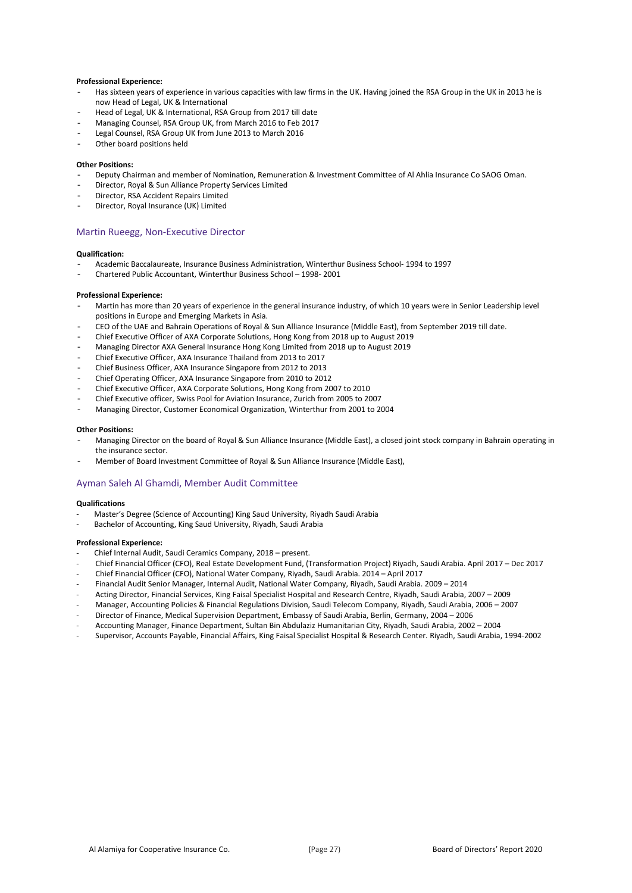**Professional Experience:**

- Has sixteen years of experience in various capacities with law firms in the UK. Having joined the RSA Group in the UK in 2013 he is now Head of Legal, UK & International
- Head of Legal, UK & International, RSA Group from 2017 till date
- Managing Counsel, RSA Group UK, from March 2016 to Feb 2017
- Legal Counsel, RSA Group UK from June 2013 to March 2016
- Other board positions held

**Other Positions:**

- Deputy Chairman and member of Nomination, Remuneration & Investment Committee of Al Ahlia Insurance Co SAOG Oman.
- Director, Royal & Sun Alliance Property Services Limited
- Director, RSA Accident Repairs Limited
- Director, Royal Insurance (UK) Limited

## Martin Rueegg, Non-Executive Director

**Qualification:**

- Academic Baccalaureate, Insurance Business Administration, Winterthur Business School- 1994 to 1997
- Chartered Public Accountant, Winterthur Business School – 1998- 2001

**Professional Experience:**

- Martin has more than 20 years of experience in the general insurance industry, of which 10 years were in Senior Leadership level positions in Europe and Emerging Markets in Asia.
- CEO of the UAE and Bahrain Operations of Royal & Sun Alliance Insurance (Middle East), from September 2019 till date.
- Chief Executive Officer of AXA Corporate Solutions, Hong Kong from 2018 up to August 2019
- Managing Director AXA General Insurance Hong Kong Limited from 2018 up to August 2019
- Chief Executive Officer, AXA Insurance Thailand from 2013 to 2017
- Chief Business Officer, AXA Insurance Singapore from 2012 to 2013
- Chief Operating Officer, AXA Insurance Singapore from 2010 to 2012
- Chief Executive Officer, AXA Corporate Solutions, Hong Kong from 2007 to 2010
- Chief Executive officer, Swiss Pool for Aviation Insurance, Zurich from 2005 to 2007
- Managing Director, Customer Economical Organization, Winterthur from 2001 to 2004

**Other Positions:**

- Managing Director on the board of Royal & Sun Alliance Insurance (Middle East), a closed joint stock company in Bahrain operating in the insurance sector.
- Member of Board Investment Committee of Royal & Sun Alliance Insurance (Middle East),

## Ayman Saleh Al Ghamdi, Member Audit Committee

**Qualifications**

- Master's Degree (Science of Accounting) King Saud University, Riyadh Saudi Arabia
- Bachelor of Accounting, King Saud University, Riyadh, Saudi Arabia

**Professional Experience:**

- Chief Internal Audit, Saudi Ceramics Company, 2018 – present.
- Chief Financial Officer (CFO), Real Estate Development Fund, (Transformation Project) Riyadh, Saudi Arabia. April 2017 – Dec 2017
- Chief Financial Officer (CFO), National Water Company, Riyadh, Saudi Arabia. 2014 – April 2017
- Financial Audit Senior Manager, Internal Audit, National Water Company, Riyadh, Saudi Arabia. 2009 – 2014
- Acting Director, Financial Services, King Faisal Specialist Hospital and Research Centre, Riyadh, Saudi Arabia, 2007 – 2009
- Manager, Accounting Policies & Financial Regulations Division, Saudi Telecom Company, Riyadh, Saudi Arabia, 2006 – 2007
- Director of Finance, Medical Supervision Department, Embassy of Saudi Arabia, Berlin, Germany, 2004 – 2006
- Accounting Manager, Finance Department, Sultan Bin Abdulaziz Humanitarian City, Riyadh, Saudi Arabia, 2002 – 2004
- Supervisor, Accounts Payable, Financial Affairs, King Faisal Specialist Hospital & Research Center. Riyadh, Saudi Arabia, 1994-2002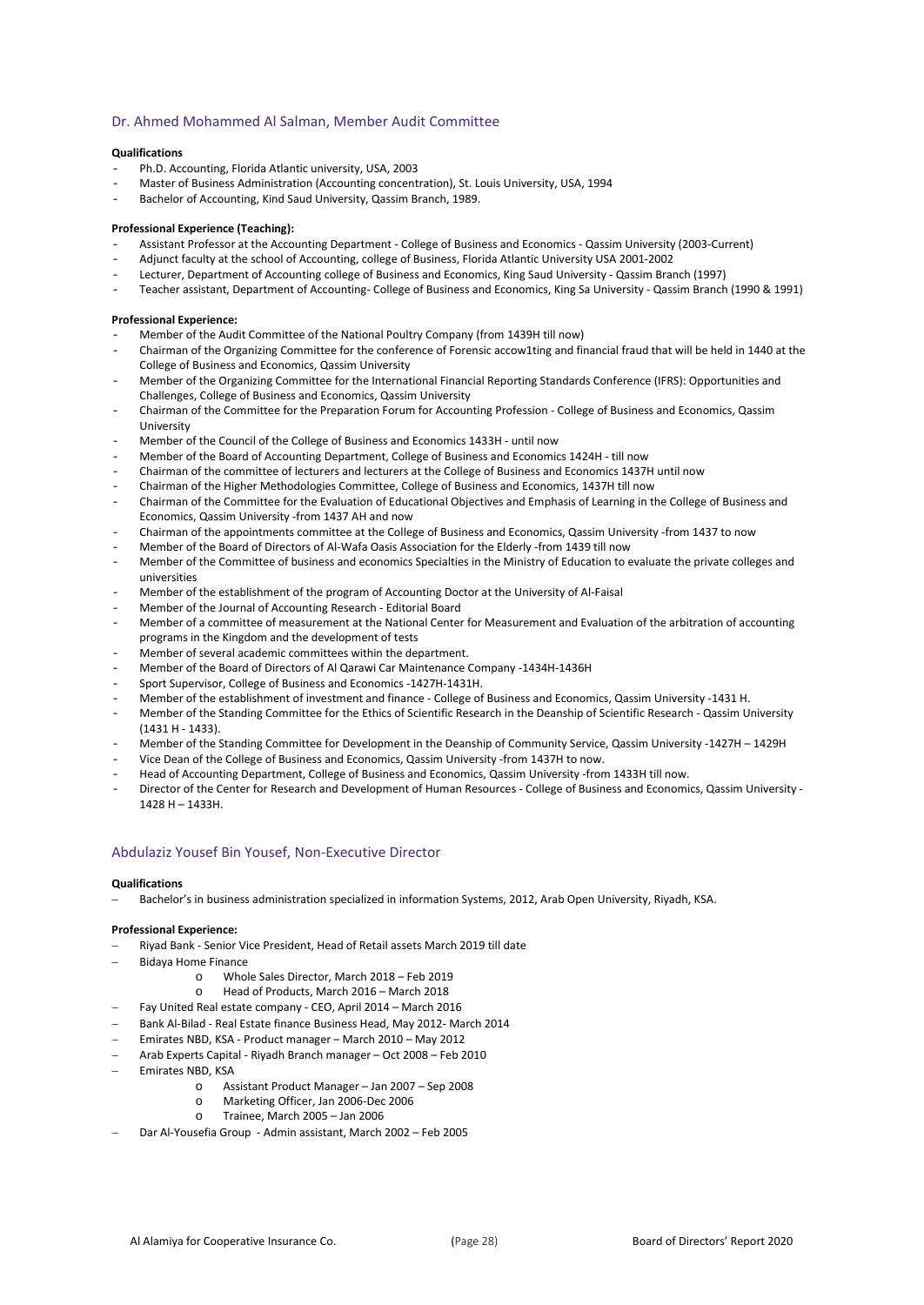## Dr. Ahmed Mohammed Al Salman, Member Audit Committee

**Qualifications**

- Ph.D. Accounting, Florida Atlantic university, USA, 2003
- Master of Business Administration (Accounting concentration), St. Louis University, USA, 1994
- Bachelor of Accounting, Kind Saud University, Qassim Branch, 1989.

**Professional Experience (Teaching):**

- Assistant Professor at the Accounting Department - College of Business and Economics - Qassim University (2003-Current)
- Adjunct faculty at the school of Accounting, college of Business, Florida Atlantic University USA 2001-2002
- Lecturer, Department of Accounting college of Business and Economics, King Saud University - Qassim Branch (1997)
- Teacher assistant, Department of Accounting- College of Business and Economics, King Sa University - Qassim Branch (1990 & 1991)

**Professional Experience:**

- Member of the Audit Committee of the National Poultry Company (from 1439H till now)
- Chairman of the Organizing Committee for the conference of Forensic accow1ting and financial fraud that will be held in 1440 at the College of Business and Economics, Qassim University
- Member of the Organizing Committee for the International Financial Reporting Standards Conference (IFRS): Opportunities and Challenges, College of Business and Economics, Qassim University
- Chairman of the Committee for the Preparation Forum for Accounting Profession - College of Business and Economics, Qassim University
- Member of the Council of the College of Business and Economics 1433H - until now
- Member of the Board of Accounting Department, College of Business and Economics 1424H - till now
- Chairman of the committee of lecturers and lecturers at the College of Business and Economics 1437H until now
- Chairman of the Higher Methodologies Committee, College of Business and Economics, 1437H till now
- Chairman of the Committee for the Evaluation of Educational Objectives and Emphasis of Learning in the College of Business and Economics, Qassim University -from 1437 AH and now
- Chairman of the appointments committee at the College of Business and Economics, Qassim University -from 1437 to now
- Member of the Board of Directors of Al-Wafa Oasis Association for the Elderly -from 1439 till now
- Member of the Committee of business and economics Specialties in the Ministry of Education to evaluate the private colleges and universities
- Member of the establishment of the program of Accounting Doctor at the University of Al-Faisal
- Member of the Journal of Accounting Research - Editorial Board
- Member of a committee of measurement at the National Center for Measurement and Evaluation of the arbitration of accounting programs in the Kingdom and the development of tests
- Member of several academic committees within the department.
- Member of the Board of Directors of Al Qarawi Car Maintenance Company -1434H-1436H
- Sport Supervisor, College of Business and Economics -1427H-1431H.
- Member of the establishment of investment and finance - College of Business and Economics, Qassim University -1431 H.
- Member of the Standing Committee for the Ethics of Scientific Research in the Deanship of Scientific Research - Qassim University (1431 H - 1433).
- Member of the Standing Committee for Development in the Deanship of Community Service, Qassim University -1427H – 1429H
- Vice Dean of the College of Business and Economics, Qassim University -from 1437H to now.
- Head of Accounting Department, College of Business and Economics, Qassim University -from 1433H till now.
- Director of the Center for Research and Development of Human Resources - College of Business and Economics, Qassim University - 1428 H – 1433H.

## Abdulaziz Yousef Bin Yousef, Non-Executive Director

**Qualifications**

- Bachelor's in business administration specialized in information Systems, 2012, Arab Open University, Riyadh, KSA.

**Professional Experience:**

- Riyad Bank - Senior Vice President, Head of Retail assets March 2019 till date
- Bidaya Home Finance
  - Whole Sales Director, March 2018 – Feb 2019
  - Head of Products, March 2016 – March 2018
- Fay United Real estate company - CEO, April 2014 – March 2016
- Bank Al-Bilad - Real Estate finance Business Head, May 2012- March 2014
- Emirates NBD, KSA - Product manager – March 2010 – May 2012
- Arab Experts Capital - Riyadh Branch manager – Oct 2008 – Feb 2010
- Emirates NBD, KSA
  - Assistant Product Manager – Jan 2007 – Sep 2008
  - Marketing Officer, Jan 2006-Dec 2006
  - Trainee, March 2005 – Jan 2006
- Dar Al-Yousefia Group - Admin assistant, March 2002 – Feb 2005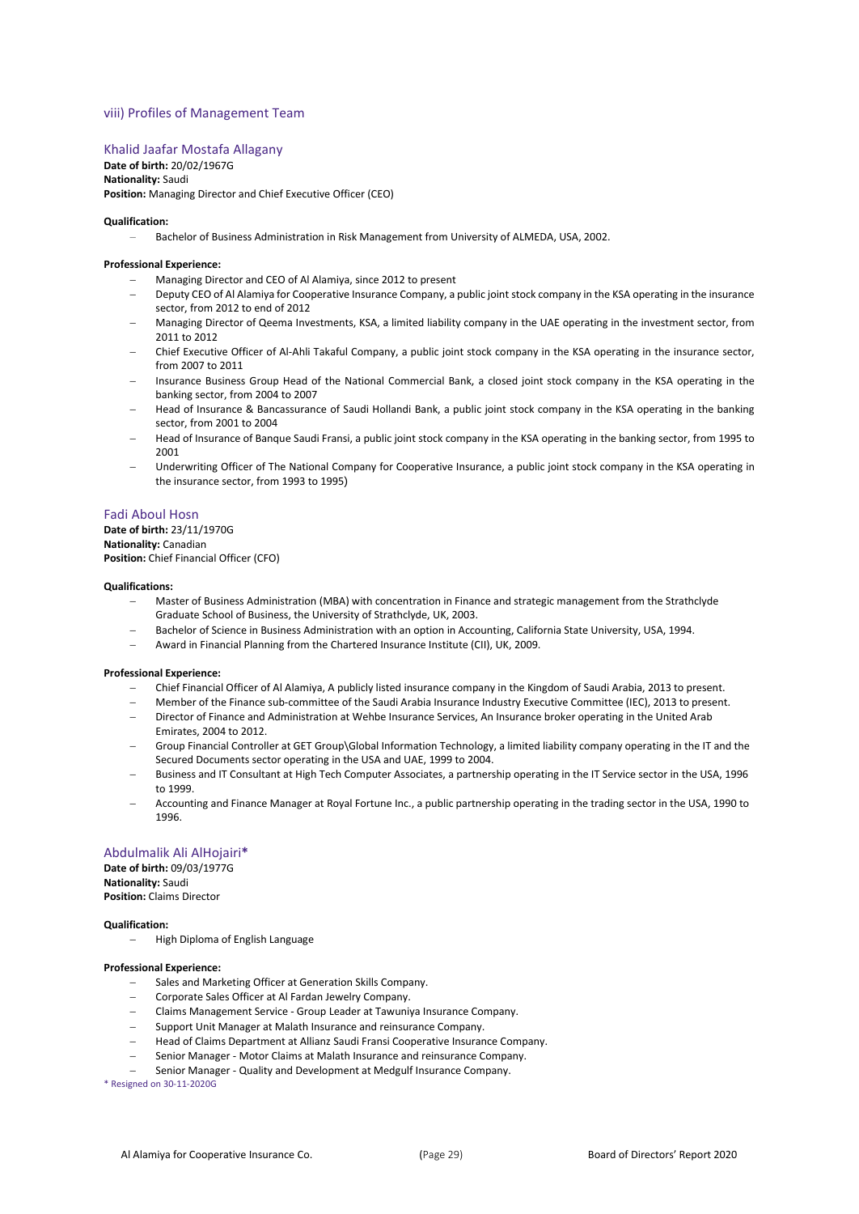## viii) Profiles of Management Team

### Khalid Jaafar Mostafa Allagany

**Date of birth:** 20/02/1967G
**Nationality:** Saudi
**Position:** Managing Director and Chief Executive Officer (CEO)

**Qualification:**

- Bachelor of Business Administration in Risk Management from University of ALMEDA, USA, 2002.

**Professional Experience:**

- Managing Director and CEO of Al Alamiya, since 2012 to present
- Deputy CEO of Al Alamiya for Cooperative Insurance Company, a public joint stock company in the KSA operating in the insurance sector, from 2012 to end of 2012
- Managing Director of Qeema Investments, KSA, a limited liability company in the UAE operating in the investment sector, from 2011 to 2012
- Chief Executive Officer of Al-Ahli Takaful Company, a public joint stock company in the KSA operating in the insurance sector, from 2007 to 2011
- Insurance Business Group Head of the National Commercial Bank, a closed joint stock company in the KSA operating in the banking sector, from 2004 to 2007
- Head of Insurance & Bancassurance of Saudi Hollandi Bank, a public joint stock company in the KSA operating in the banking sector, from 2001 to 2004
- Head of Insurance of Banque Saudi Fransi, a public joint stock company in the KSA operating in the banking sector, from 1995 to 2001
- Underwriting Officer of The National Company for Cooperative Insurance, a public joint stock company in the KSA operating in the insurance sector, from 1993 to 1995)

### Fadi Aboul Hosn

**Date of birth:** 23/11/1970G
**Nationality:** Canadian
**Position:** Chief Financial Officer (CFO)

**Qualifications:**

- Master of Business Administration (MBA) with concentration in Finance and strategic management from the Strathclyde Graduate School of Business, the University of Strathclyde, UK, 2003.
- Bachelor of Science in Business Administration with an option in Accounting, California State University, USA, 1994.
- Award in Financial Planning from the Chartered Insurance Institute (CII), UK, 2009.

**Professional Experience:**

- Chief Financial Officer of Al Alamiya, A publicly listed insurance company in the Kingdom of Saudi Arabia, 2013 to present.
- Member of the Finance sub-committee of the Saudi Arabia Insurance Industry Executive Committee (IEC), 2013 to present.
- Director of Finance and Administration at Wehbe Insurance Services, An Insurance broker operating in the United Arab Emirates, 2004 to 2012.
- Group Financial Controller at GET Group\Global Information Technology, a limited liability company operating in the IT and the Secured Documents sector operating in the USA and UAE, 1999 to 2004.
- Business and IT Consultant at High Tech Computer Associates, a partnership operating in the IT Service sector in the USA, 1996 to 1999.
- Accounting and Finance Manager at Royal Fortune Inc., a public partnership operating in the trading sector in the USA, 1990 to 1996.

### Abdulmalik Ali AlHojairi*

**Date of birth:** 09/03/1977G
**Nationality:** Saudi
**Position:** Claims Director

**Qualification:**

- High Diploma of English Language

**Professional Experience:**

- Sales and Marketing Officer at Generation Skills Company.
- Corporate Sales Officer at Al Fardan Jewelry Company.
- Claims Management Service - Group Leader at Tawuniya Insurance Company.
- Support Unit Manager at Malath Insurance and reinsurance Company.
- Head of Claims Department at Allianz Saudi Fransi Cooperative Insurance Company.
- Senior Manager - Motor Claims at Malath Insurance and reinsurance Company.
- Senior Manager - Quality and Development at Medgulf Insurance Company.

\* Resigned on 30-11-2020G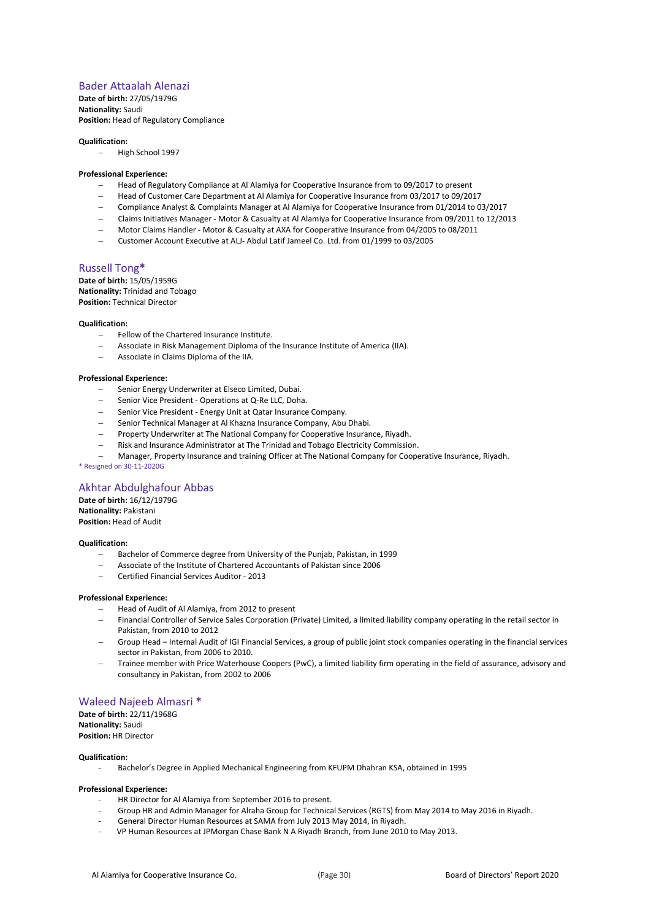## Bader Attaalah Alenazi

**Date of birth:** 27/05/1979G
**Nationality:** Saudi
**Position:** Head of Regulatory Compliance

**Qualification:**

- High School 1997

**Professional Experience:**

- Head of Regulatory Compliance at Al Alamiya for Cooperative Insurance from to 09/2017 to present
- Head of Customer Care Department at Al Alamiya for Cooperative Insurance from 03/2017 to 09/2017
- Compliance Analyst & Complaints Manager at Al Alamiya for Cooperative Insurance from 01/2014 to 03/2017
- Claims Initiatives Manager - Motor & Casualty at Al Alamiya for Cooperative Insurance from 09/2011 to 12/2013
- Motor Claims Handler - Motor & Casualty at AXA for Cooperative Insurance from 04/2005 to 08/2011
- Customer Account Executive at ALJ- Abdul Latif Jameel Co. Ltd. from 01/1999 to 03/2005

## Russell Tong*

**Date of birth:** 15/05/1959G
**Nationality:** Trinidad and Tobago
**Position:** Technical Director

**Qualification:**

- Fellow of the Chartered Insurance Institute.
- Associate in Risk Management Diploma of the Insurance Institute of America (IIA).
- Associate in Claims Diploma of the IIA.

**Professional Experience:**

- Senior Energy Underwriter at Elseco Limited, Dubai.
- Senior Vice President - Operations at Q-Re LLC, Doha.
- Senior Vice President - Energy Unit at Qatar Insurance Company.
- Senior Technical Manager at Al Khazna Insurance Company, Abu Dhabi.
- Property Underwriter at The National Company for Cooperative Insurance, Riyadh.
- Risk and Insurance Administrator at The Trinidad and Tobago Electricity Commission.
- Manager, Property Insurance and training Officer at The National Company for Cooperative Insurance, Riyadh.

* Resigned on 30-11-2020G

## Akhtar Abdulghafour Abbas

**Date of birth:** 16/12/1979G
**Nationality:** Pakistani
**Position:** Head of Audit

**Qualification:**

- Bachelor of Commerce degree from University of the Punjab, Pakistan, in 1999
- Associate of the Institute of Chartered Accountants of Pakistan since 2006
- Certified Financial Services Auditor - 2013

**Professional Experience:**

- Head of Audit of Al Alamiya, from 2012 to present
- Financial Controller of Service Sales Corporation (Private) Limited, a limited liability company operating in the retail sector in Pakistan, from 2010 to 2012
- Group Head – Internal Audit of IGI Financial Services, a group of public joint stock companies operating in the financial services sector in Pakistan, from 2006 to 2010.
- Trainee member with Price Waterhouse Coopers (PwC), a limited liability firm operating in the field of assurance, advisory and consultancy in Pakistan, from 2002 to 2006

## Waleed Najeeb Almasri *

**Date of birth:** 22/11/1968G
**Nationality:** Saudi
**Position:** HR Director

**Qualification:**

- Bachelor's Degree in Applied Mechanical Engineering from KFUPM Dhahran KSA, obtained in 1995

**Professional Experience:**

- HR Director for Al Alamiya from September 2016 to present.
- Group HR and Admin Manager for Alraha Group for Technical Services (RGTS) from May 2014 to May 2016 in Riyadh.
- General Director Human Resources at SAMA from July 2013 May 2014, in Riyadh.
- VP Human Resources at JPMorgan Chase Bank N A Riyadh Branch, from June 2010 to May 2013.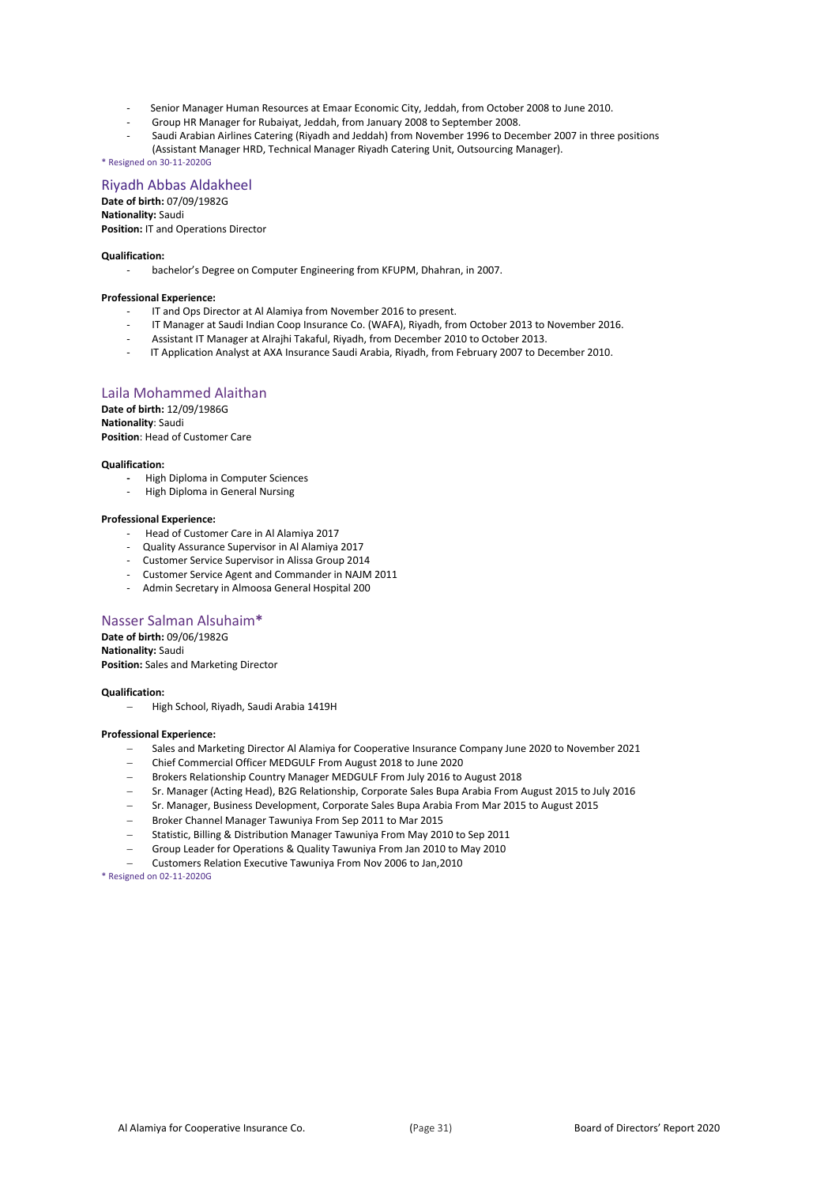- Senior Manager Human Resources at Emaar Economic City, Jeddah, from October 2008 to June 2010.
- Group HR Manager for Rubaiyat, Jeddah, from January 2008 to September 2008.
- Saudi Arabian Airlines Catering (Riyadh and Jeddah) from November 1996 to December 2007 in three positions (Assistant Manager HRD, Technical Manager Riyadh Catering Unit, Outsourcing Manager).

* Resigned on 30-11-2020G

## Riyadh Abbas Aldakheel

**Date of birth:** 07/09/1982G
**Nationality:** Saudi
**Position:** IT and Operations Director

**Qualification:**

- bachelor's Degree on Computer Engineering from KFUPM, Dhahran, in 2007.

**Professional Experience:**

- IT and Ops Director at Al Alamiya from November 2016 to present.
- IT Manager at Saudi Indian Coop Insurance Co. (WAFA), Riyadh, from October 2013 to November 2016.
- Assistant IT Manager at Alrajhi Takaful, Riyadh, from December 2010 to October 2013.
- IT Application Analyst at AXA Insurance Saudi Arabia, Riyadh, from February 2007 to December 2010.

## Laila Mohammed Alaithan

**Date of birth:** 12/09/1986G
**Nationality**: Saudi
**Position**: Head of Customer Care

**Qualification:**

- High Diploma in Computer Sciences
- High Diploma in General Nursing

**Professional Experience:**

- Head of Customer Care in Al Alamiya 2017
- Quality Assurance Supervisor in Al Alamiya 2017
- Customer Service Supervisor in Alissa Group 2014
- Customer Service Agent and Commander in NAJM 2011
- Admin Secretary in Almoosa General Hospital 200

## Nasser Salman Alsuhaim*

**Date of birth:** 09/06/1982G
**Nationality:** Saudi
**Position:** Sales and Marketing Director

**Qualification:**

- High School, Riyadh, Saudi Arabia 1419H

**Professional Experience:**

- Sales and Marketing Director Al Alamiya for Cooperative Insurance Company June 2020 to November 2021
- Chief Commercial Officer MEDGULF From August 2018 to June 2020
- Brokers Relationship Country Manager MEDGULF From July 2016 to August 2018
- Sr. Manager (Acting Head), B2G Relationship, Corporate Sales Bupa Arabia From August 2015 to July 2016
- Sr. Manager, Business Development, Corporate Sales Bupa Arabia From Mar 2015 to August 2015
- Broker Channel Manager Tawuniya From Sep 2011 to Mar 2015
- Statistic, Billing & Distribution Manager Tawuniya From May 2010 to Sep 2011
- Group Leader for Operations & Quality Tawuniya From Jan 2010 to May 2010
- Customers Relation Executive Tawuniya From Nov 2006 to Jan,2010

* Resigned on 02-11-2020G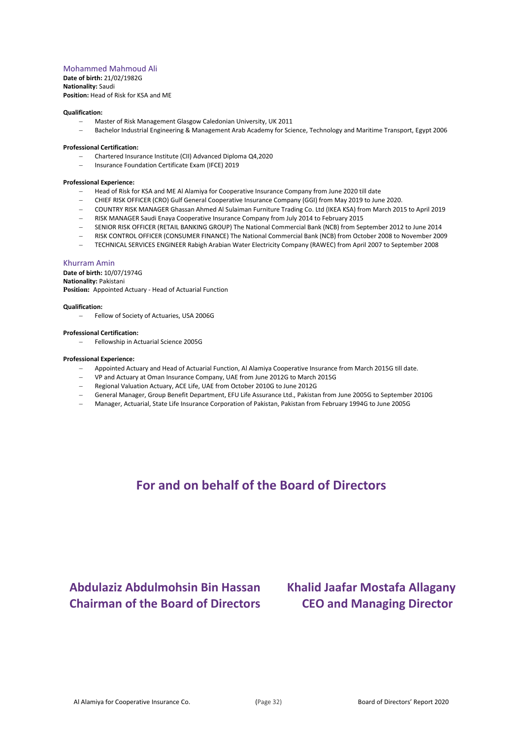### Mohammed Mahmoud Ali

**Date of birth:** 21/02/1982G
**Nationality:** Saudi
**Position:** Head of Risk for KSA and ME

**Qualification:**

- Master of Risk Management Glasgow Caledonian University, UK 2011
- Bachelor Industrial Engineering & Management Arab Academy for Science, Technology and Maritime Transport, Egypt 2006

**Professional Certification:**

- Chartered Insurance Institute (CII) Advanced Diploma Q4,2020
- Insurance Foundation Certificate Exam (IFCE) 2019

**Professional Experience:**

- Head of Risk for KSA and ME Al Alamiya for Cooperative Insurance Company from June 2020 till date
- CHIEF RISK OFFICER (CRO) Gulf General Cooperative Insurance Company (GGI) from May 2019 to June 2020.
- COUNTRY RISK MANAGER Ghassan Ahmed Al Sulaiman Furniture Trading Co. Ltd (IKEA KSA) from March 2015 to April 2019
- RISK MANAGER Saudi Enaya Cooperative Insurance Company from July 2014 to February 2015
- SENIOR RISK OFFICER (RETAIL BANKING GROUP) The National Commercial Bank (NCB) from September 2012 to June 2014
- RISK CONTROL OFFICER (CONSUMER FINANCE) The National Commercial Bank (NCB) from October 2008 to November 2009
- TECHNICAL SERVICES ENGINEER Rabigh Arabian Water Electricity Company (RAWEC) from April 2007 to September 2008

### Khurram Amin

**Date of birth:** 10/07/1974G
**Nationality:** Pakistani
**Position:** Appointed Actuary - Head of Actuarial Function

**Qualification:**

- Fellow of Society of Actuaries, USA 2006G

**Professional Certification:**

- Fellowship in Actuarial Science 2005G

**Professional Experience:**

- Appointed Actuary and Head of Actuarial Function, Al Alamiya Cooperative Insurance from March 2015G till date.
- VP and Actuary at Oman Insurance Company, UAE from June 2012G to March 2015G
- Regional Valuation Actuary, ACE Life, UAE from October 2010G to June 2012G
- General Manager, Group Benefit Department, EFU Life Assurance Ltd., Pakistan from June 2005G to September 2010G
- Manager, Actuarial, State Life Insurance Corporation of Pakistan, Pakistan from February 1994G to June 2005G

## For and on behalf of the Board of Directors

**Abdulaziz Abdulmohsin Bin Hassan**
**Chairman of the Board of Directors**

**Khalid Jaafar Mostafa Allagany**
**CEO and Managing Director**